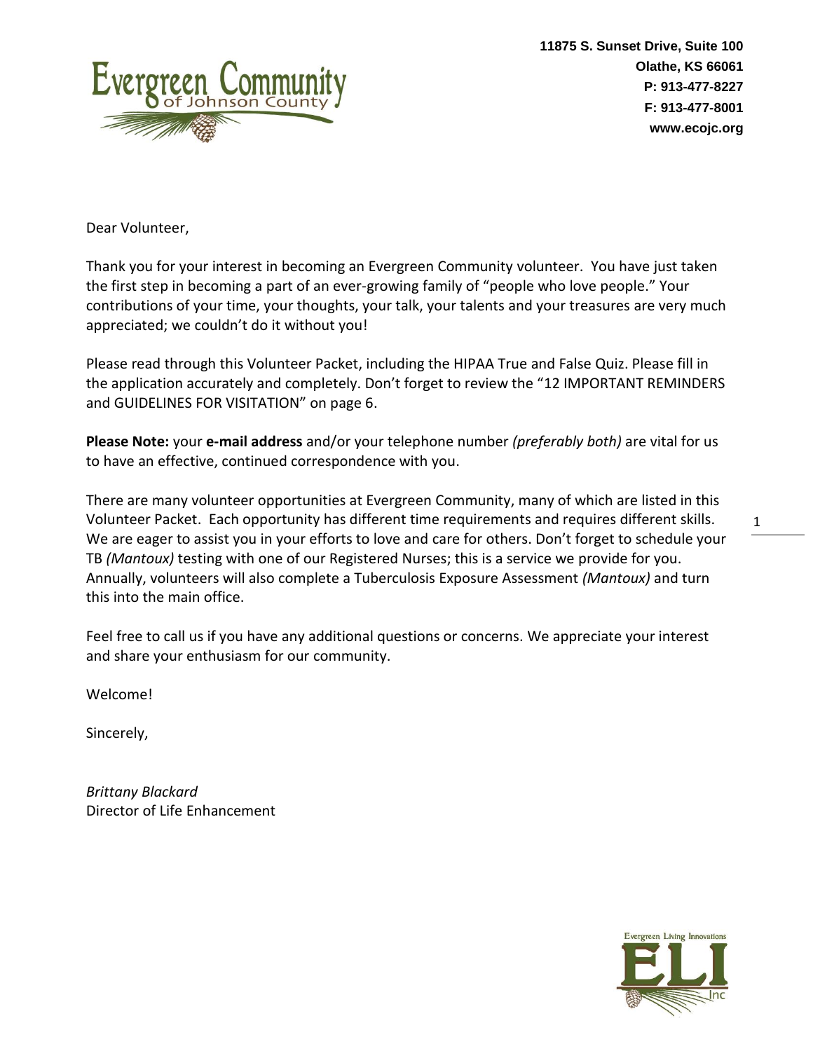11875 S. Sunset Drive, Suite 100
Olathe, KS 66061
P: 913-477-8227
F: 913-477-8001
www.ecojc.org

Dear Volunteer,

Thank you for your interest in becoming an Evergreen Community volunteer. You have just taken the first step in becoming a part of an ever-growing family of "people who love people." Your contributions of your time, your thoughts, your talk, your talents and your treasures are very much appreciated; we couldn't do it without you!

Please read through this Volunteer Packet, including the HIPAA True and False Quiz. Please fill in the application accurately and completely. Don't forget to review the "12 IMPORTANT REMINDERS and GUIDELINES FOR VISITATION" on page 6.

**Please Note:** your **e-mail address** and/or your telephone number *(preferably both)* are vital for us to have an effective, continued correspondence with you.

There are many volunteer opportunities at Evergreen Community, many of which are listed in this Volunteer Packet. Each opportunity has different time requirements and requires different skills. We are eager to assist you in your efforts to love and care for others. Don't forget to schedule your TB *(Mantoux)* testing with one of our Registered Nurses; this is a service we provide for you. Annually, volunteers will also complete a Tuberculosis Exposure Assessment *(Mantoux)* and turn this into the main office.

Feel free to call us if you have any additional questions or concerns. We appreciate your interest and share your enthusiasm for our community.

Welcome!

Sincerely,

*Brittany Blackard*
Director of Life Enhancement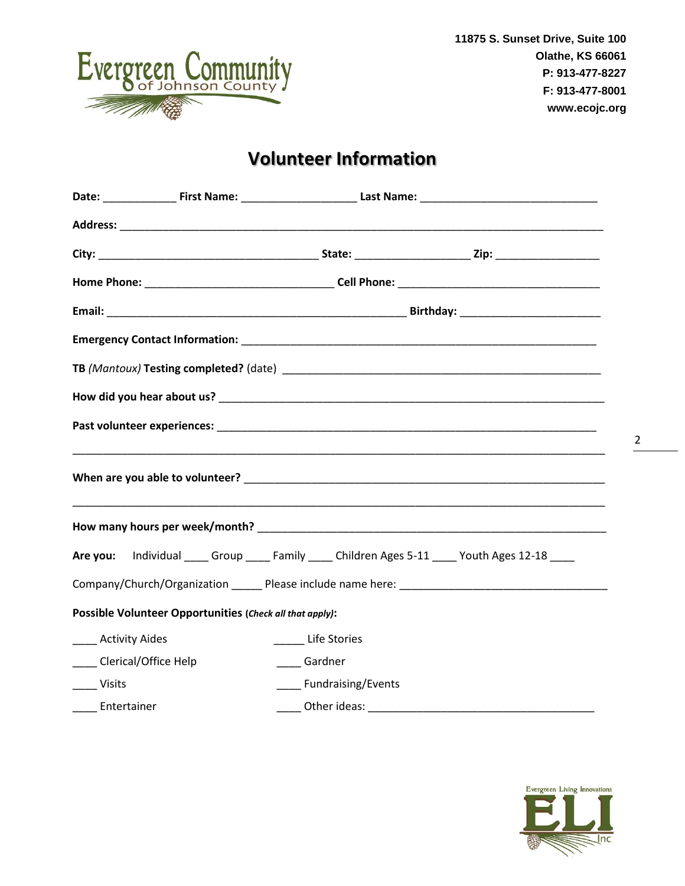11875 S. Sunset Drive, Suite 100
Olathe, KS 66061
P: 913-477-8227
F: 913-477-8001
www.ecojc.org

# Volunteer Information

**Date:** ____________ **First Name:** ___________________ **Last Name:** _____________________________

**Address:** _________________________________________________________________________________

**City:** ____________________________________ **State:** ___________________ **Zip:** _________________

**Home Phone:** _______________________________ **Cell Phone:** _________________________________

**Email:** __________________________________________________ **Birthday:** _______________________

**Emergency Contact Information:** ___________________________________________________________

**TB** *(Mantoux)* **Testing completed?** (date) _____________________________________________________

**How did you hear about us?** _______________________________________________________________

**Past volunteer experiences:** _______________________________________________________________

_________________________________________________________________________________________

**When are you able to volunteer?** ___________________________________________________________

_________________________________________________________________________________________

**How many hours per week/month?** __________________________________________________________

**Are you:** Individual ____ Group ____ Family ____ Children Ages 5-11 ____ Youth Ages 12-18 ____

Company/Church/Organization _____ Please include name here: _________________________________

**Possible Volunteer Opportunities (*Check all that apply*):**

____ Activity Aides
____ Clerical/Office Help
____ Visits
____ Entertainer
_____ Life Stories
____ Gardner
____ Fundraising/Events
____ Other ideas: _____________________________________

Evergreen Living Innovations ELI Inc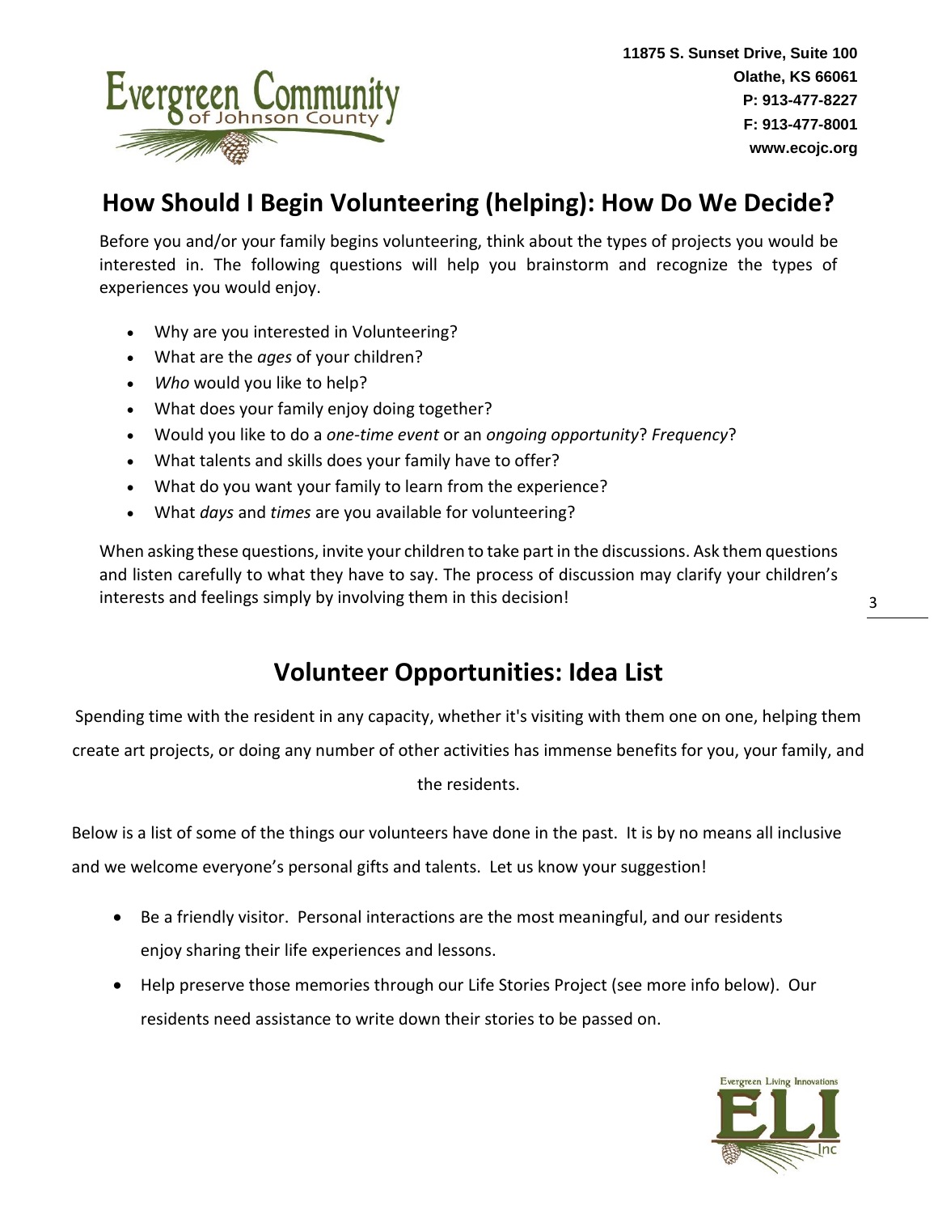11875 S. Sunset Drive, Suite 100
Olathe, KS 66061
P: 913-477-8227
F: 913-477-8001
www.ecojc.org

## How Should I Begin Volunteering (helping): How Do We Decide?

Before you and/or your family begins volunteering, think about the types of projects you would be interested in. The following questions will help you brainstorm and recognize the types of experiences you would enjoy.

- Why are you interested in Volunteering?
- What are the *ages* of your children?
- *Who* would you like to help?
- What does your family enjoy doing together?
- Would you like to do a *one-time event* or an *ongoing opportunity*? *Frequency*?
- What talents and skills does your family have to offer?
- What do you want your family to learn from the experience?
- What *days* and *times* are you available for volunteering?

When asking these questions, invite your children to take part in the discussions. Ask them questions and listen carefully to what they have to say. The process of discussion may clarify your children's interests and feelings simply by involving them in this decision!

## Volunteer Opportunities: Idea List

Spending time with the resident in any capacity, whether it's visiting with them one on one, helping them create art projects, or doing any number of other activities has immense benefits for you, your family, and the residents.

Below is a list of some of the things our volunteers have done in the past. It is by no means all inclusive and we welcome everyone's personal gifts and talents. Let us know your suggestion!

- Be a friendly visitor. Personal interactions are the most meaningful, and our residents enjoy sharing their life experiences and lessons.
- Help preserve those memories through our Life Stories Project (see more info below). Our residents need assistance to write down their stories to be passed on.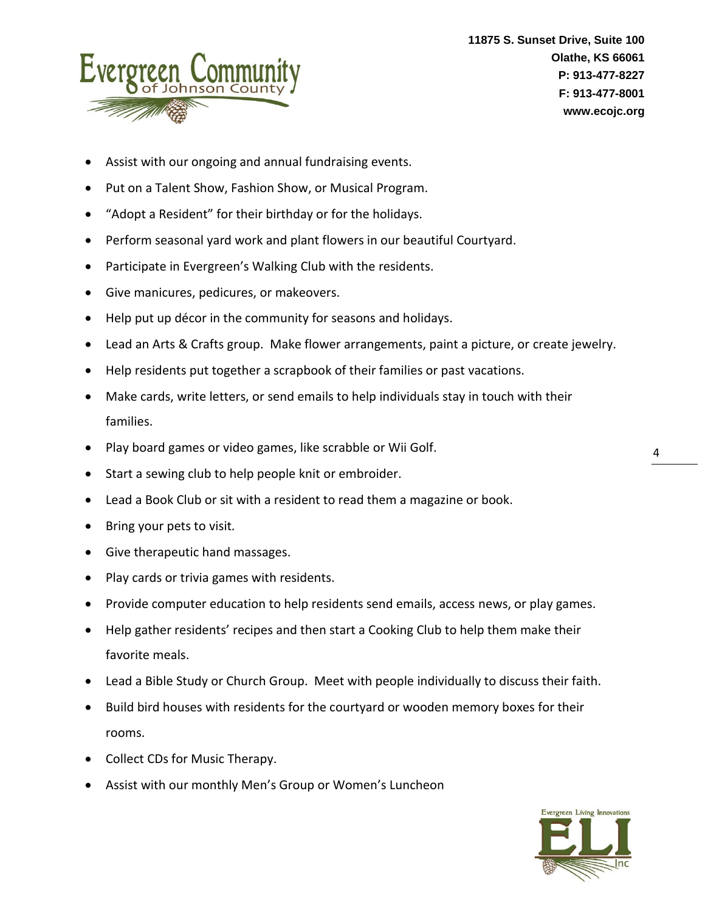- Assist with our ongoing and annual fundraising events.
- Put on a Talent Show, Fashion Show, or Musical Program.
- "Adopt a Resident" for their birthday or for the holidays.
- Perform seasonal yard work and plant flowers in our beautiful Courtyard.
- Participate in Evergreen's Walking Club with the residents.
- Give manicures, pedicures, or makeovers.
- Help put up décor in the community for seasons and holidays.
- Lead an Arts & Crafts group. Make flower arrangements, paint a picture, or create jewelry.
- Help residents put together a scrapbook of their families or past vacations.
- Make cards, write letters, or send emails to help individuals stay in touch with their families.
- Play board games or video games, like scrabble or Wii Golf.
- Start a sewing club to help people knit or embroider.
- Lead a Book Club or sit with a resident to read them a magazine or book.
- Bring your pets to visit.
- Give therapeutic hand massages.
- Play cards or trivia games with residents.
- Provide computer education to help residents send emails, access news, or play games.
- Help gather residents' recipes and then start a Cooking Club to help them make their favorite meals.
- Lead a Bible Study or Church Group. Meet with people individually to discuss their faith.
- Build bird houses with residents for the courtyard or wooden memory boxes for their rooms.
- Collect CDs for Music Therapy.
- Assist with our monthly Men's Group or Women's Luncheon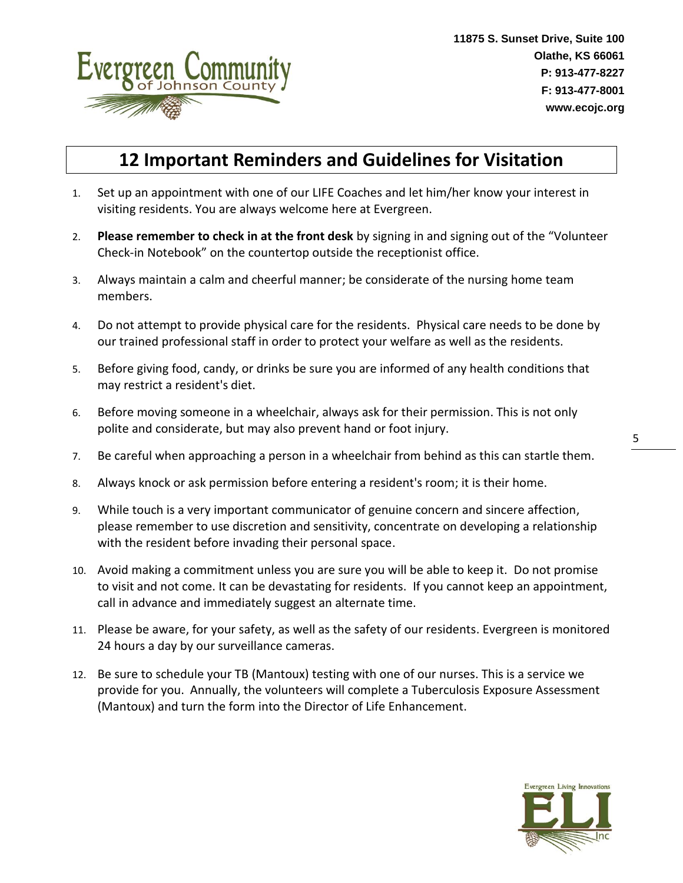11875 S. Sunset Drive, Suite 100
Olathe, KS 66061
P: 913-477-8227
F: 913-477-8001
www.ecojc.org

# 12 Important Reminders and Guidelines for Visitation

1. Set up an appointment with one of our LIFE Coaches and let him/her know your interest in visiting residents. You are always welcome here at Evergreen.
2. **Please remember to check in at the front desk** by signing in and signing out of the "Volunteer Check-in Notebook" on the countertop outside the receptionist office.
3. Always maintain a calm and cheerful manner; be considerate of the nursing home team members.
4. Do not attempt to provide physical care for the residents. Physical care needs to be done by our trained professional staff in order to protect your welfare as well as the residents.
5. Before giving food, candy, or drinks be sure you are informed of any health conditions that may restrict a resident's diet.
6. Before moving someone in a wheelchair, always ask for their permission. This is not only polite and considerate, but may also prevent hand or foot injury.
7. Be careful when approaching a person in a wheelchair from behind as this can startle them.
8. Always knock or ask permission before entering a resident's room; it is their home.
9. While touch is a very important communicator of genuine concern and sincere affection, please remember to use discretion and sensitivity, concentrate on developing a relationship with the resident before invading their personal space.
10. Avoid making a commitment unless you are sure you will be able to keep it. Do not promise to visit and not come. It can be devastating for residents. If you cannot keep an appointment, call in advance and immediately suggest an alternate time.
11. Please be aware, for your safety, as well as the safety of our residents. Evergreen is monitored 24 hours a day by our surveillance cameras.
12. Be sure to schedule your TB (Mantoux) testing with one of our nurses. This is a service we provide for you. Annually, the volunteers will complete a Tuberculosis Exposure Assessment (Mantoux) and turn the form into the Director of Life Enhancement.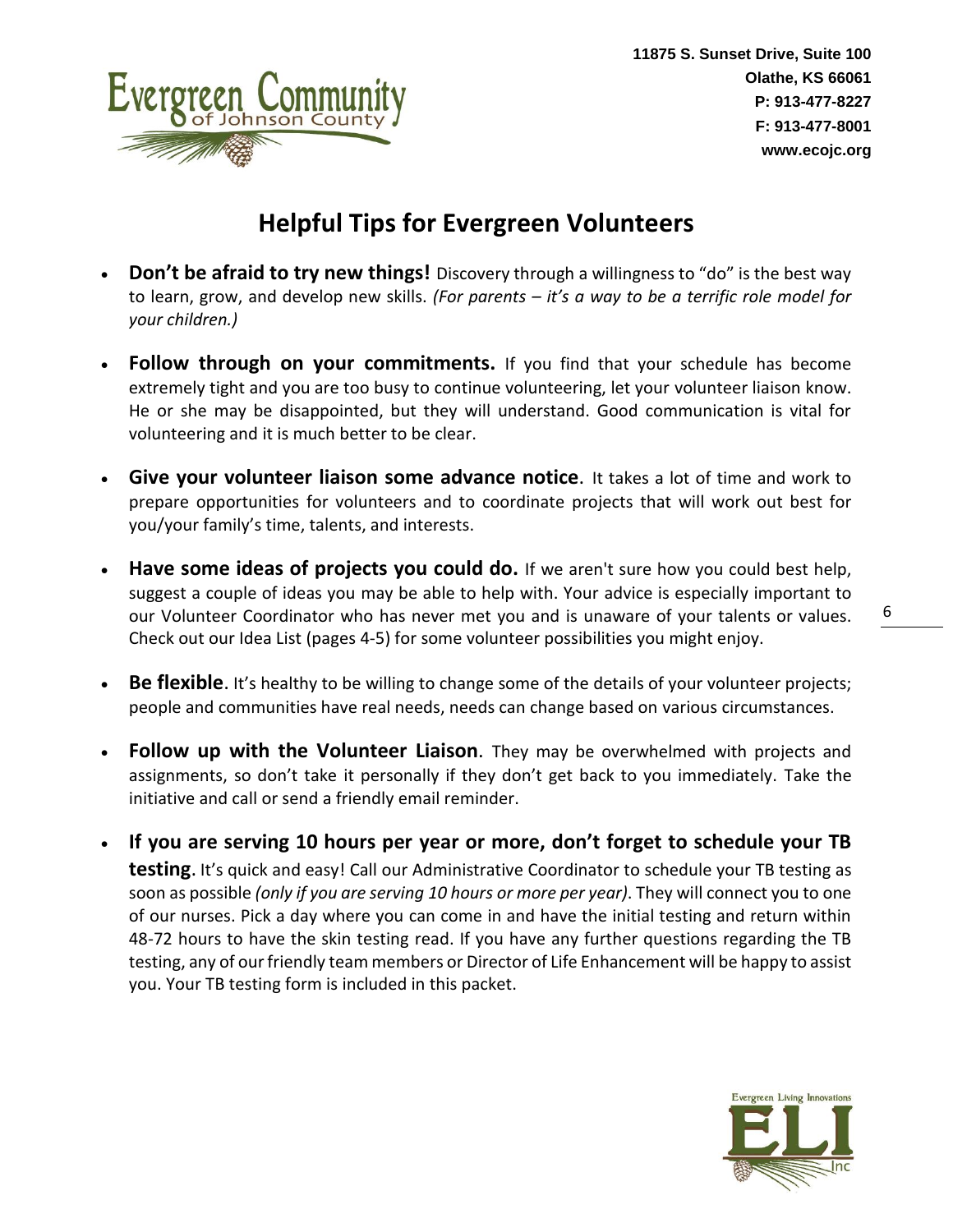11875 S. Sunset Drive, Suite 100
Olathe, KS 66061
P: 913-477-8227
F: 913-477-8001
www.ecojc.org

# Helpful Tips for Evergreen Volunteers

- **Don't be afraid to try new things!** Discovery through a willingness to "do" is the best way to learn, grow, and develop new skills. *(For parents – it's a way to be a terrific role model for your children.)*

- **Follow through on your commitments.** If you find that your schedule has become extremely tight and you are too busy to continue volunteering, let your volunteer liaison know. He or she may be disappointed, but they will understand. Good communication is vital for volunteering and it is much better to be clear.

- **Give your volunteer liaison some advance notice**. It takes a lot of time and work to prepare opportunities for volunteers and to coordinate projects that will work out best for you/your family's time, talents, and interests.

- **Have some ideas of projects you could do.** If we aren't sure how you could best help, suggest a couple of ideas you may be able to help with. Your advice is especially important to our Volunteer Coordinator who has never met you and is unaware of your talents or values. Check out our Idea List (pages 4-5) for some volunteer possibilities you might enjoy.

- **Be flexible**. It's healthy to be willing to change some of the details of your volunteer projects; people and communities have real needs, needs can change based on various circumstances.

- **Follow up with the Volunteer Liaison**. They may be overwhelmed with projects and assignments, so don't take it personally if they don't get back to you immediately. Take the initiative and call or send a friendly email reminder.

- **If you are serving 10 hours per year or more, don't forget to schedule your TB testing**. It's quick and easy! Call our Administrative Coordinator to schedule your TB testing as soon as possible *(only if you are serving 10 hours or more per year)*. They will connect you to one of our nurses. Pick a day where you can come in and have the initial testing and return within 48-72 hours to have the skin testing read. If you have any further questions regarding the TB testing, any of our friendly team members or Director of Life Enhancement will be happy to assist you. Your TB testing form is included in this packet.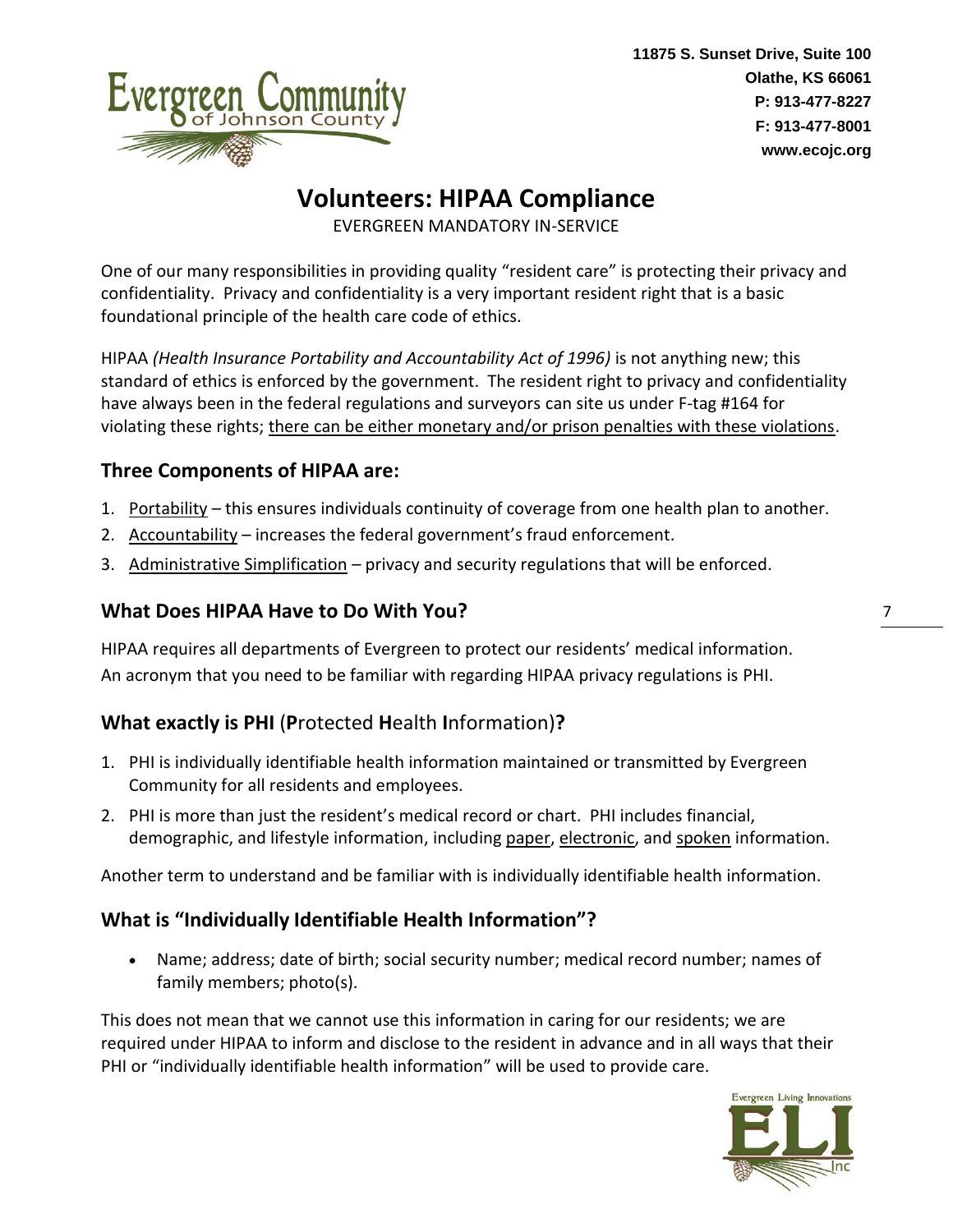11875 S. Sunset Drive, Suite 100
Olathe, KS 66061
P: 913-477-8227
F: 913-477-8001
www.ecojc.org

# Volunteers: HIPAA Compliance

EVERGREEN MANDATORY IN-SERVICE

One of our many responsibilities in providing quality "resident care" is protecting their privacy and confidentiality. Privacy and confidentiality is a very important resident right that is a basic foundational principle of the health care code of ethics.

HIPAA *(Health Insurance Portability and Accountability Act of 1996)* is not anything new; this standard of ethics is enforced by the government. The resident right to privacy and confidentiality have always been in the federal regulations and surveyors can site us under F-tag #164 for violating these rights; <u>there can be either monetary and/or prison penalties with these violations</u>.

## Three Components of HIPAA are:

1. <u>Portability</u> – this ensures individuals continuity of coverage from one health plan to another.
2. <u>Accountability</u> – increases the federal government's fraud enforcement.
3. <u>Administrative Simplification</u> – privacy and security regulations that will be enforced.

## What Does HIPAA Have to Do With You?

HIPAA requires all departments of Evergreen to protect our residents' medical information. An acronym that you need to be familiar with regarding HIPAA privacy regulations is PHI.

## What exactly is PHI (**P**rotected **H**ealth **I**nformation)?

1. PHI is individually identifiable health information maintained or transmitted by Evergreen Community for all residents and employees.
2. PHI is more than just the resident's medical record or chart. PHI includes financial, demographic, and lifestyle information, including <u>paper</u>, <u>electronic</u>, and <u>spoken</u> information.

Another term to understand and be familiar with is individually identifiable health information.

## What is "Individually Identifiable Health Information"?

- Name; address; date of birth; social security number; medical record number; names of family members; photo(s).

This does not mean that we cannot use this information in caring for our residents; we are required under HIPAA to inform and disclose to the resident in advance and in all ways that their PHI or "individually identifiable health information" will be used to provide care.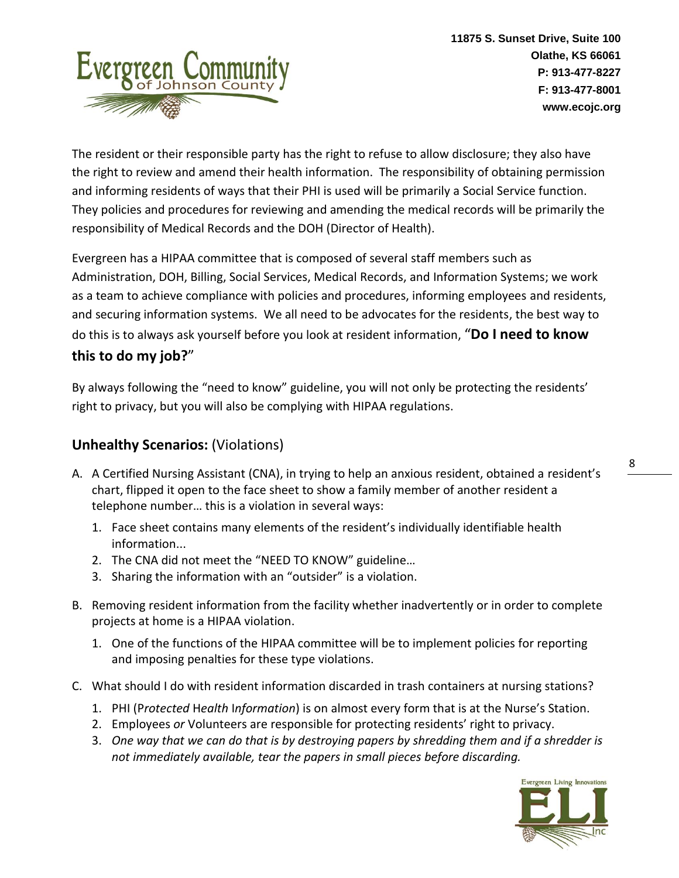The resident or their responsible party has the right to refuse to allow disclosure; they also have the right to review and amend their health information. The responsibility of obtaining permission and informing residents of ways that their PHI is used will be primarily a Social Service function. They policies and procedures for reviewing and amending the medical records will be primarily the responsibility of Medical Records and the DOH (Director of Health).

Evergreen has a HIPAA committee that is composed of several staff members such as Administration, DOH, Billing, Social Services, Medical Records, and Information Systems; we work as a team to achieve compliance with policies and procedures, informing employees and residents, and securing information systems. We all need to be advocates for the residents, the best way to do this is to always ask yourself before you look at resident information, "**Do I need to know this to do my job?**"

By always following the "need to know" guideline, you will not only be protecting the residents' right to privacy, but you will also be complying with HIPAA regulations.

## **Unhealthy Scenarios:** (Violations)

A. A Certified Nursing Assistant (CNA), in trying to help an anxious resident, obtained a resident's chart, flipped it open to the face sheet to show a family member of another resident a telephone number… this is a violation in several ways:
   1. Face sheet contains many elements of the resident's individually identifiable health information...
   2. The CNA did not meet the "NEED TO KNOW" guideline…
   3. Sharing the information with an "outsider" is a violation.

B. Removing resident information from the facility whether inadvertently or in order to complete projects at home is a HIPAA violation.
   1. One of the functions of the HIPAA committee will be to implement policies for reporting and imposing penalties for these type violations.

C. What should I do with resident information discarded in trash containers at nursing stations?
   1. PHI (P*rotected* H*ealth* I*nformation*) is on almost every form that is at the Nurse's Station.
   2. Employees *or* Volunteers are responsible for protecting residents' right to privacy.
   3. *One way that we can do that is by destroying papers by shredding them and if a shredder is not immediately available, tear the papers in small pieces before discarding.*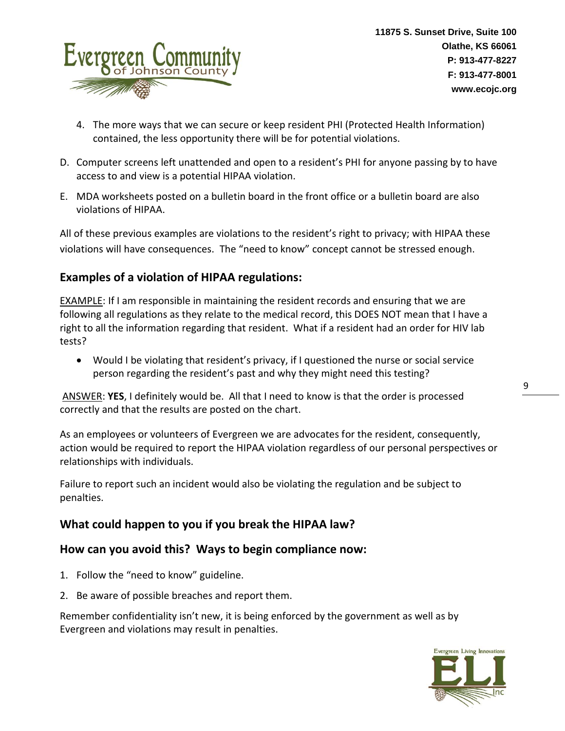4. The more ways that we can secure or keep resident PHI (Protected Health Information) contained, the less opportunity there will be for potential violations.

D. Computer screens left unattended and open to a resident's PHI for anyone passing by to have access to and view is a potential HIPAA violation.

E. MDA worksheets posted on a bulletin board in the front office or a bulletin board are also violations of HIPAA.

All of these previous examples are violations to the resident's right to privacy; with HIPAA these violations will have consequences. The "need to know" concept cannot be stressed enough.

## Examples of a violation of HIPAA regulations:

EXAMPLE: If I am responsible in maintaining the resident records and ensuring that we are following all regulations as they relate to the medical record, this DOES NOT mean that I have a right to all the information regarding that resident. What if a resident had an order for HIV lab tests?

- Would I be violating that resident's privacy, if I questioned the nurse or social service person regarding the resident's past and why they might need this testing?

ANSWER: **YES**, I definitely would be. All that I need to know is that the order is processed correctly and that the results are posted on the chart.

As an employees or volunteers of Evergreen we are advocates for the resident, consequently, action would be required to report the HIPAA violation regardless of our personal perspectives or relationships with individuals.

Failure to report such an incident would also be violating the regulation and be subject to penalties.

## What could happen to you if you break the HIPAA law?

## How can you avoid this? Ways to begin compliance now:

1. Follow the "need to know" guideline.
2. Be aware of possible breaches and report them.

Remember confidentiality isn't new, it is being enforced by the government as well as by Evergreen and violations may result in penalties.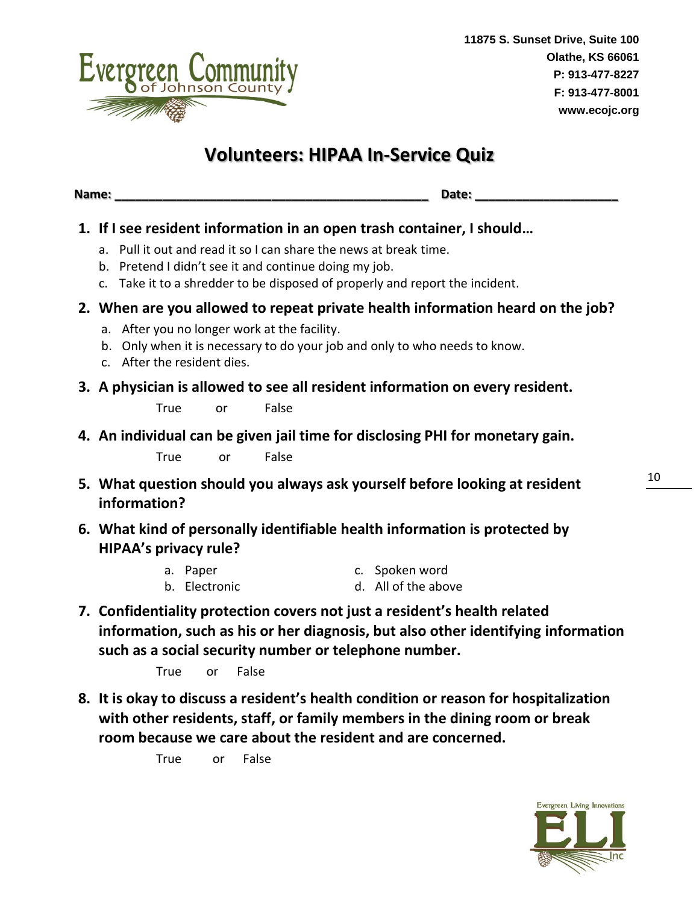11875 S. Sunset Drive, Suite 100
Olathe, KS 66061
P: 913-477-8227
F: 913-477-8001
www.ecojc.org

# Volunteers: HIPAA In-Service Quiz

**Name:** ___________________________________________ **Date:** ____________________

1. **If I see resident information in an open trash container, I should…**
   a. Pull it out and read it so I can share the news at break time.
   b. Pretend I didn't see it and continue doing my job.
   c. Take it to a shredder to be disposed of properly and report the incident.

2. **When are you allowed to repeat private health information heard on the job?**
   a. After you no longer work at the facility.
   b. Only when it is necessary to do your job and only to who needs to know.
   c. After the resident dies.

3. **A physician is allowed to see all resident information on every resident.**

   True or False

4. **An individual can be given jail time for disclosing PHI for monetary gain.**

   True or False

5. **What question should you always ask yourself before looking at resident information?**

6. **What kind of personally identifiable health information is protected by HIPAA's privacy rule?**
   a. Paper
   b. Electronic
   c. Spoken word
   d. All of the above

7. **Confidentiality protection covers not just a resident's health related information, such as his or her diagnosis, but also other identifying information such as a social security number or telephone number.**

   True or False

8. **It is okay to discuss a resident's health condition or reason for hospitalization with other residents, staff, or family members in the dining room or break room because we care about the resident and are concerned.**

   True or False

Evergreen Living Innovations ELI Inc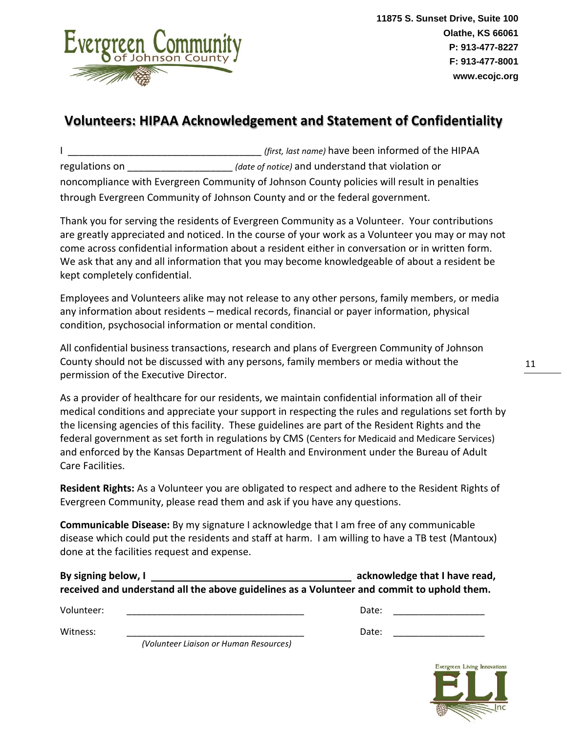11875 S. Sunset Drive, Suite 100
Olathe, KS 66061
P: 913-477-8227
F: 913-477-8001
www.ecojc.org

# Volunteers: HIPAA Acknowledgement and Statement of Confidentiality

I ___________________________________ *(first, last name)* have been informed of the HIPAA regulations on ___________________ *(date of notice)* and understand that violation or noncompliance with Evergreen Community of Johnson County policies will result in penalties through Evergreen Community of Johnson County and or the federal government.

Thank you for serving the residents of Evergreen Community as a Volunteer. Your contributions are greatly appreciated and noticed. In the course of your work as a Volunteer you may or may not come across confidential information about a resident either in conversation or in written form. We ask that any and all information that you may become knowledgeable of about a resident be kept completely confidential.

Employees and Volunteers alike may not release to any other persons, family members, or media any information about residents – medical records, financial or payer information, physical condition, psychosocial information or mental condition.

All confidential business transactions, research and plans of Evergreen Community of Johnson County should not be discussed with any persons, family members or media without the permission of the Executive Director.

As a provider of healthcare for our residents, we maintain confidential information all of their medical conditions and appreciate your support in respecting the rules and regulations set forth by the licensing agencies of this facility. These guidelines are part of the Resident Rights and the federal government as set forth in regulations by CMS (Centers for Medicaid and Medicare Services) and enforced by the Kansas Department of Health and Environment under the Bureau of Adult Care Facilities.

**Resident Rights:** As a Volunteer you are obligated to respect and adhere to the Resident Rights of Evergreen Community, please read them and ask if you have any questions.

**Communicable Disease:** By my signature I acknowledge that I am free of any communicable disease which could put the residents and staff at harm. I am willing to have a TB test (Mantoux) done at the facilities request and expense.

**By signing below, I ___________________________________ acknowledge that I have read, received and understand all the above guidelines as a Volunteer and commit to uphold them.**

Volunteer: ___________________________________ Date: __________________

Witness: ___________________________________ Date: __________________
*(Volunteer Liaison or Human Resources)*

Evergreen Living Innovations ELI Inc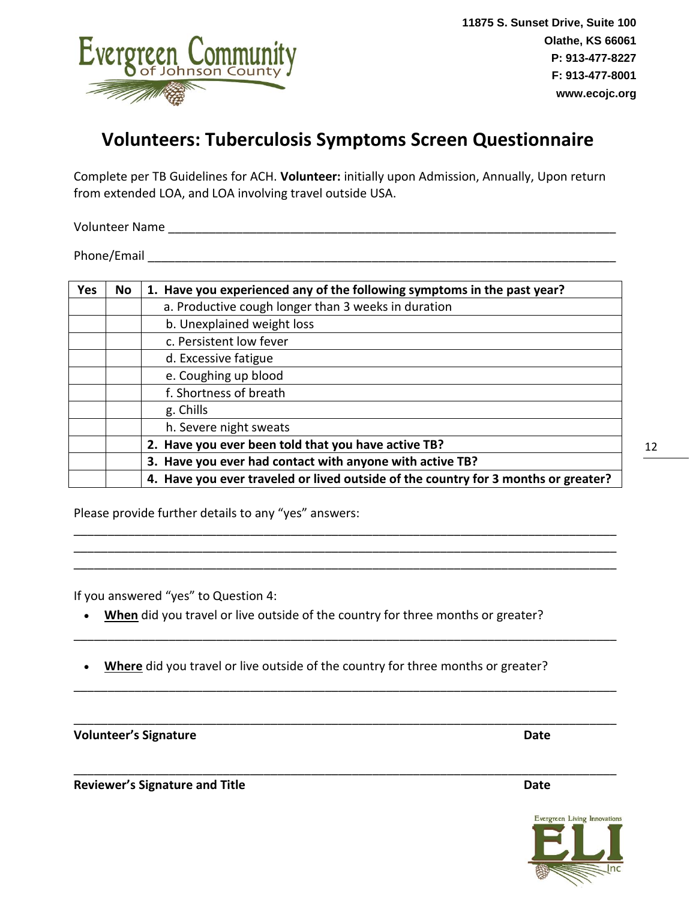11875 S. Sunset Drive, Suite 100
Olathe, KS 66061
P: 913-477-8227
F: 913-477-8001
www.ecojc.org

# Volunteers: Tuberculosis Symptoms Screen Questionnaire

Complete per TB Guidelines for ACH. **Volunteer:** initially upon Admission, Annually, Upon return from extended LOA, and LOA involving travel outside USA.

Volunteer Name ___________________________________________________________________

Phone/Email ______________________________________________________________________

| Yes | No | **1. Have you experienced any of the following symptoms in the past year?** |
|---|---|---|
| | | a. Productive cough longer than 3 weeks in duration |
| | | b. Unexplained weight loss |
| | | c. Persistent low fever |
| | | d. Excessive fatigue |
| | | e. Coughing up blood |
| | | f. Shortness of breath |
| | | g. Chills |
| | | h. Severe night sweats |
| | | **2. Have you ever been told that you have active TB?** |
| | | **3. Have you ever had contact with anyone with active TB?** |
| | | **4. Have you ever traveled or lived outside of the country for 3 months or greater?** |

Please provide further details to any "yes" answers:

______________________________________________________________________________
______________________________________________________________________________
______________________________________________________________________________

If you answered "yes" to Question 4:

- **When** did you travel or live outside of the country for three months or greater?

______________________________________________________________________________

- **Where** did you travel or live outside of the country for three months or greater?

______________________________________________________________________________

______________________________________________________________________________
**Volunteer's Signature** **Date**

______________________________________________________________________________
**Reviewer's Signature and Title** **Date**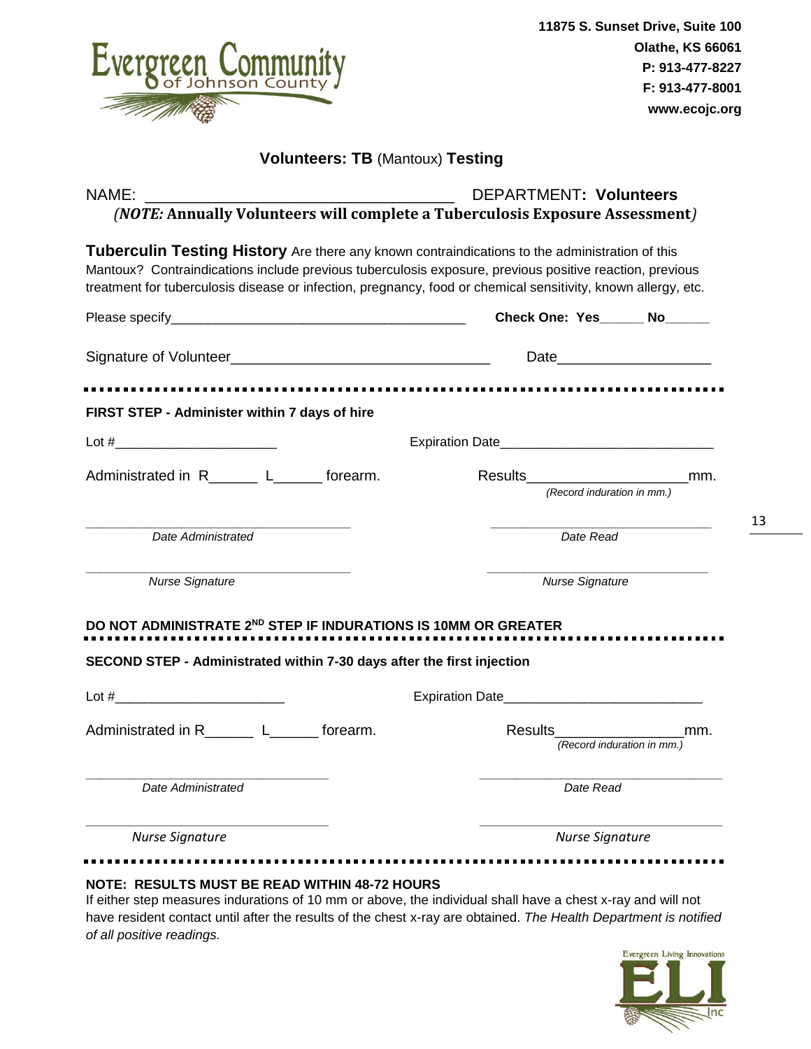11875 S. Sunset Drive, Suite 100
Olathe, KS 66061
P: 913-477-8227
F: 913-477-8001
www.ecojc.org

## Volunteers: TB (Mantoux) Testing

NAME: ___________________________________ DEPARTMENT: **Volunteers**

***(NOTE:* Annually Volunteers will complete a Tuberculosis Exposure Assessment*)***

**Tuberculin Testing History** Are there any known contraindications to the administration of this Mantoux? Contraindications include previous tuberculosis exposure, previous positive reaction, previous treatment for tuberculosis disease or infection, pregnancy, food or chemical sensitivity, known allergy, etc.

Please specify________________________________________ **Check One: Yes______ No______**

Signature of Volunteer________________________________ Date___________________

---

**FIRST STEP - Administer within 7 days of hire**

Lot #_____________________ Expiration Date____________________________

Administrated in R______ L______ forearm. Results____________________mm.
*(Record induration in mm.)*

___________________________________ *Date Administered*

___________________________________ *Date Read*

___________________________________ *Nurse Signature*

___________________________________ *Nurse Signature*

**DO NOT ADMINISTRATE 2ND STEP IF INDURATIONS IS 10MM OR GREATER**

---

**SECOND STEP - Administrated within 7-30 days after the first injection**

Lot #_______________________ Expiration Date__________________________

Administrated in R______ L______ forearm. Results________________mm.
*(Record induration in mm.)*

___________________________________ *Date Administered*

___________________________________ *Date Read*

___________________________________ *Nurse Signature*

___________________________________ *Nurse Signature*

---

**NOTE: RESULTS MUST BE READ WITHIN 48-72 HOURS**

If either step measures indurations of 10 mm or above, the individual shall have a chest x-ray and will not have resident contact until after the results of the chest x-ray are obtained. *The Health Department is notified of all positive readings.*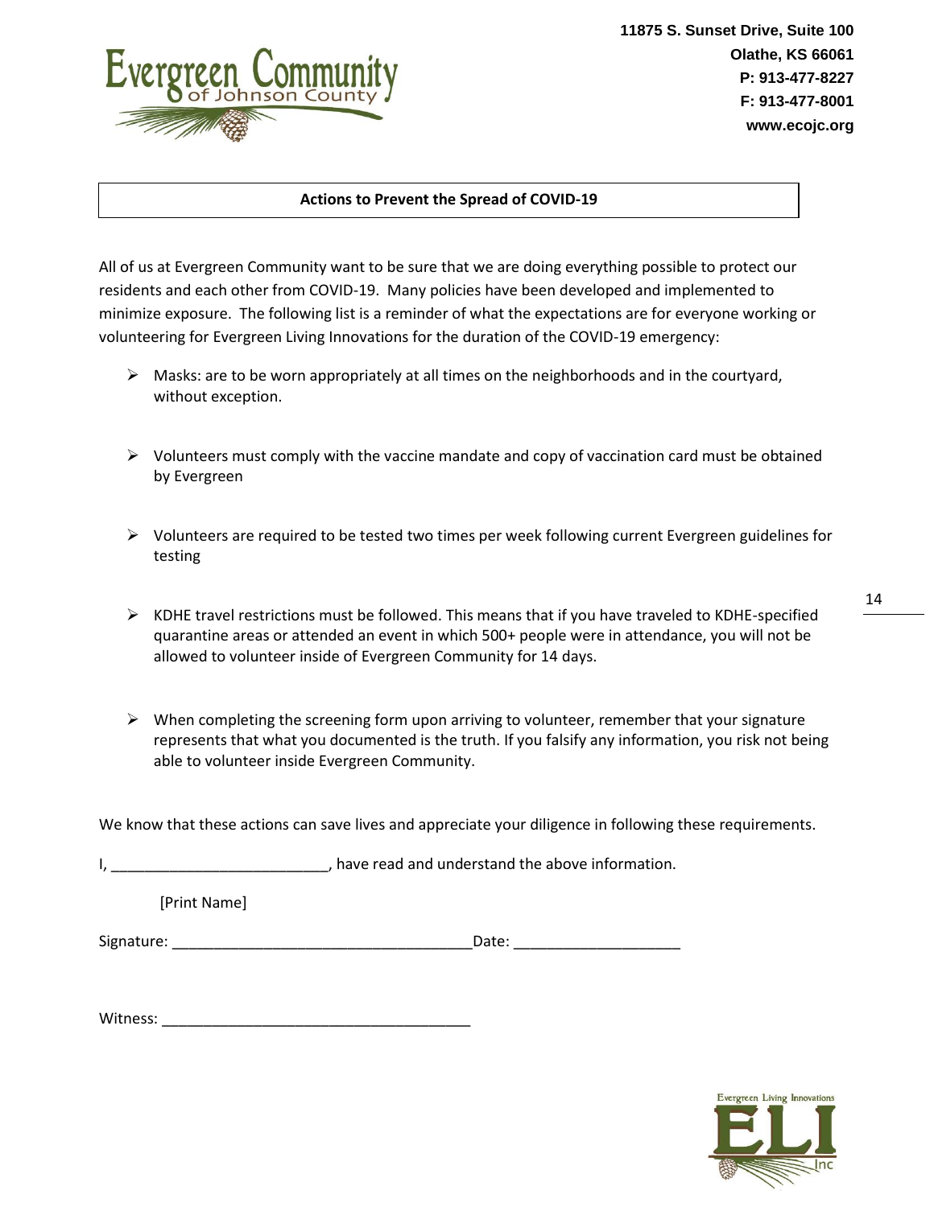Evergreen Community of Johnson County

11875 S. Sunset Drive, Suite 100
Olathe, KS 66061
P: 913-477-8227
F: 913-477-8001
www.ecojc.org

**Actions to Prevent the Spread of COVID-19**

All of us at Evergreen Community want to be sure that we are doing everything possible to protect our residents and each other from COVID-19. Many policies have been developed and implemented to minimize exposure. The following list is a reminder of what the expectations are for everyone working or volunteering for Evergreen Living Innovations for the duration of the COVID-19 emergency:

- Masks: are to be worn appropriately at all times on the neighborhoods and in the courtyard, without exception.
- Volunteers must comply with the vaccine mandate and copy of vaccination card must be obtained by Evergreen
- Volunteers are required to be tested two times per week following current Evergreen guidelines for testing
- KDHE travel restrictions must be followed. This means that if you have traveled to KDHE-specified quarantine areas or attended an event in which 500+ people were in attendance, you will not be allowed to volunteer inside of Evergreen Community for 14 days.
- When completing the screening form upon arriving to volunteer, remember that your signature represents that what you documented is the truth. If you falsify any information, you risk not being able to volunteer inside Evergreen Community.

We know that these actions can save lives and appreciate your diligence in following these requirements.

I, __________________________, have read and understand the above information.

[Print Name]

Signature: ____________________________________ Date: ____________________

Witness: _____________________________________

Evergreen Living Innovations ELI Inc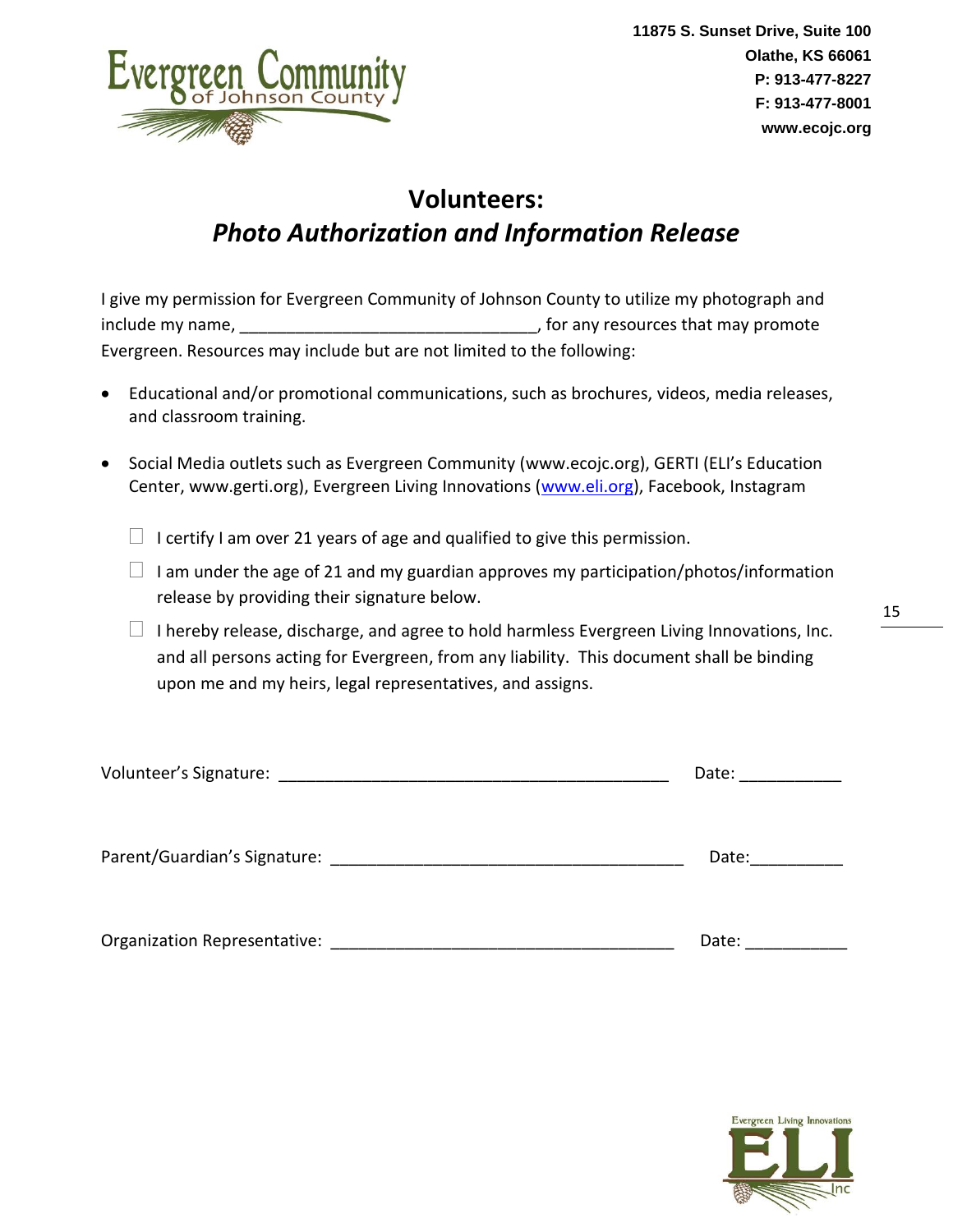11875 S. Sunset Drive, Suite 100
Olathe, KS 66061
P: 913-477-8227
F: 913-477-8001
www.ecojc.org

# Volunteers:
## *Photo Authorization and Information Release*

I give my permission for Evergreen Community of Johnson County to utilize my photograph and include my name, ________________________________, for any resources that may promote Evergreen. Resources may include but are not limited to the following:

- Educational and/or promotional communications, such as brochures, videos, media releases, and classroom training.
- Social Media outlets such as Evergreen Community (www.ecojc.org), GERTI (ELI's Education Center, www.gerti.org), Evergreen Living Innovations (www.eli.org), Facebook, Instagram

☐ I certify I am over 21 years of age and qualified to give this permission.

☐ I am under the age of 21 and my guardian approves my participation/photos/information release by providing their signature below.

☐ I hereby release, discharge, and agree to hold harmless Evergreen Living Innovations, Inc. and all persons acting for Evergreen, from any liability. This document shall be binding upon me and my heirs, legal representatives, and assigns.

Volunteer's Signature: ___________________________________________ Date: ___________

Parent/Guardian's Signature: _______________________________________ Date:__________

Organization Representative: ______________________________________ Date: ___________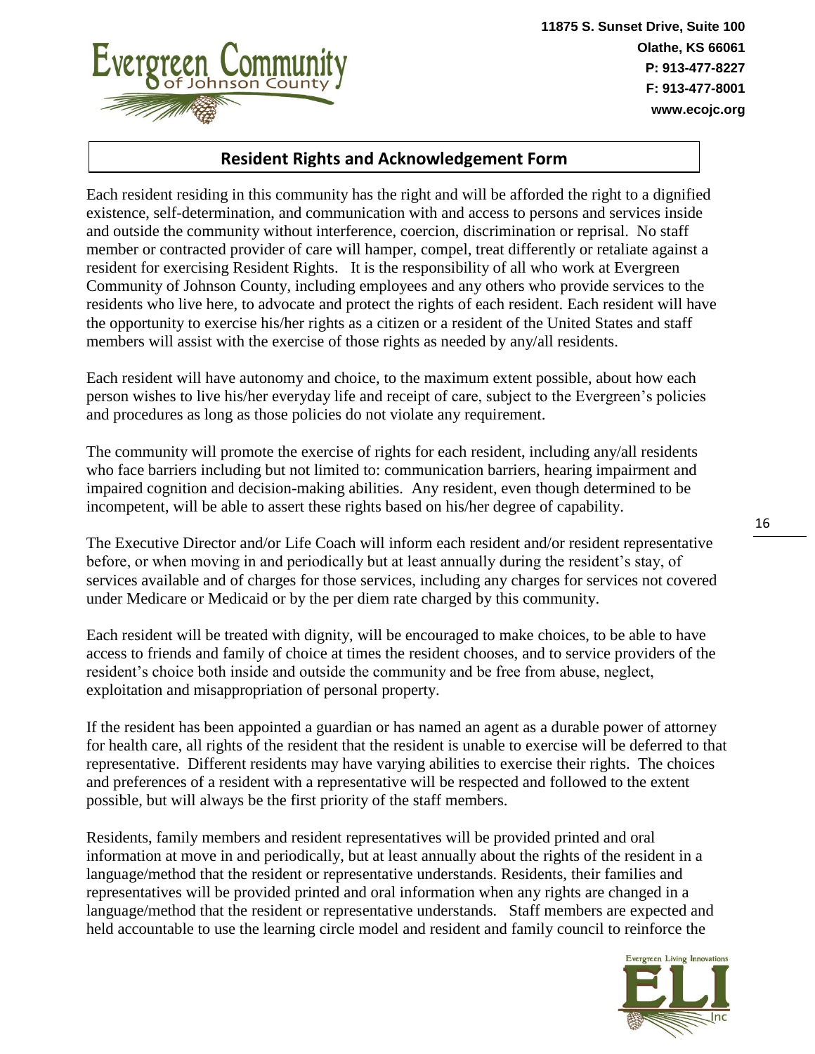11875 S. Sunset Drive, Suite 100
Olathe, KS 66061
P: 913-477-8227
F: 913-477-8001
www.ecojc.org

## Resident Rights and Acknowledgement Form

Each resident residing in this community has the right and will be afforded the right to a dignified existence, self-determination, and communication with and access to persons and services inside and outside the community without interference, coercion, discrimination or reprisal. No staff member or contracted provider of care will hamper, compel, treat differently or retaliate against a resident for exercising Resident Rights. It is the responsibility of all who work at Evergreen Community of Johnson County, including employees and any others who provide services to the residents who live here, to advocate and protect the rights of each resident. Each resident will have the opportunity to exercise his/her rights as a citizen or a resident of the United States and staff members will assist with the exercise of those rights as needed by any/all residents.

Each resident will have autonomy and choice, to the maximum extent possible, about how each person wishes to live his/her everyday life and receipt of care, subject to the Evergreen's policies and procedures as long as those policies do not violate any requirement.

The community will promote the exercise of rights for each resident, including any/all residents who face barriers including but not limited to: communication barriers, hearing impairment and impaired cognition and decision-making abilities. Any resident, even though determined to be incompetent, will be able to assert these rights based on his/her degree of capability.

The Executive Director and/or Life Coach will inform each resident and/or resident representative before, or when moving in and periodically but at least annually during the resident's stay, of services available and of charges for those services, including any charges for services not covered under Medicare or Medicaid or by the per diem rate charged by this community.

Each resident will be treated with dignity, will be encouraged to make choices, to be able to have access to friends and family of choice at times the resident chooses, and to service providers of the resident's choice both inside and outside the community and be free from abuse, neglect, exploitation and misappropriation of personal property.

If the resident has been appointed a guardian or has named an agent as a durable power of attorney for health care, all rights of the resident that the resident is unable to exercise will be deferred to that representative. Different residents may have varying abilities to exercise their rights. The choices and preferences of a resident with a representative will be respected and followed to the extent possible, but will always be the first priority of the staff members.

Residents, family members and resident representatives will be provided printed and oral information at move in and periodically, but at least annually about the rights of the resident in a language/method that the resident or representative understands. Residents, their families and representatives will be provided printed and oral information when any rights are changed in a language/method that the resident or representative understands. Staff members are expected and held accountable to use the learning circle model and resident and family council to reinforce the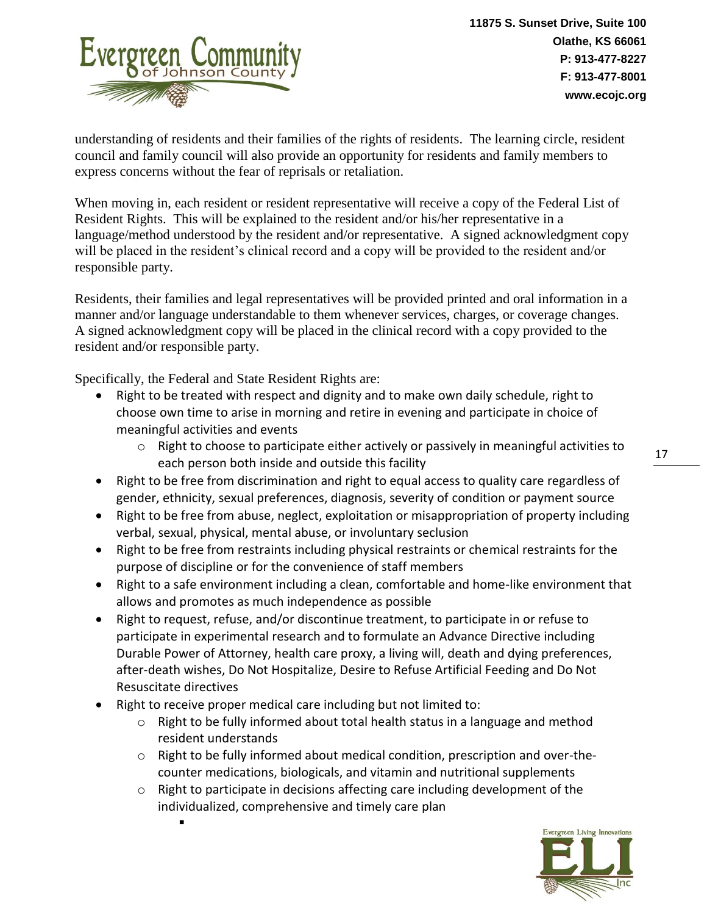understanding of residents and their families of the rights of residents. The learning circle, resident council and family council will also provide an opportunity for residents and family members to express concerns without the fear of reprisals or retaliation.

When moving in, each resident or resident representative will receive a copy of the Federal List of Resident Rights. This will be explained to the resident and/or his/her representative in a language/method understood by the resident and/or representative. A signed acknowledgment copy will be placed in the resident's clinical record and a copy will be provided to the resident and/or responsible party.

Residents, their families and legal representatives will be provided printed and oral information in a manner and/or language understandable to them whenever services, charges, or coverage changes. A signed acknowledgment copy will be placed in the clinical record with a copy provided to the resident and/or responsible party.

Specifically, the Federal and State Resident Rights are:

- Right to be treated with respect and dignity and to make own daily schedule, right to choose own time to arise in morning and retire in evening and participate in choice of meaningful activities and events
  - Right to choose to participate either actively or passively in meaningful activities to each person both inside and outside this facility
- Right to be free from discrimination and right to equal access to quality care regardless of gender, ethnicity, sexual preferences, diagnosis, severity of condition or payment source
- Right to be free from abuse, neglect, exploitation or misappropriation of property including verbal, sexual, physical, mental abuse, or involuntary seclusion
- Right to be free from restraints including physical restraints or chemical restraints for the purpose of discipline or for the convenience of staff members
- Right to a safe environment including a clean, comfortable and home-like environment that allows and promotes as much independence as possible
- Right to request, refuse, and/or discontinue treatment, to participate in or refuse to participate in experimental research and to formulate an Advance Directive including Durable Power of Attorney, health care proxy, a living will, death and dying preferences, after-death wishes, Do Not Hospitalize, Desire to Refuse Artificial Feeding and Do Not Resuscitate directives
- Right to receive proper medical care including but not limited to:
  - Right to be fully informed about total health status in a language and method resident understands
  - Right to be fully informed about medical condition, prescription and over-the-counter medications, biologicals, and vitamin and nutritional supplements
  - Right to participate in decisions affecting care including development of the individualized, comprehensive and timely care plan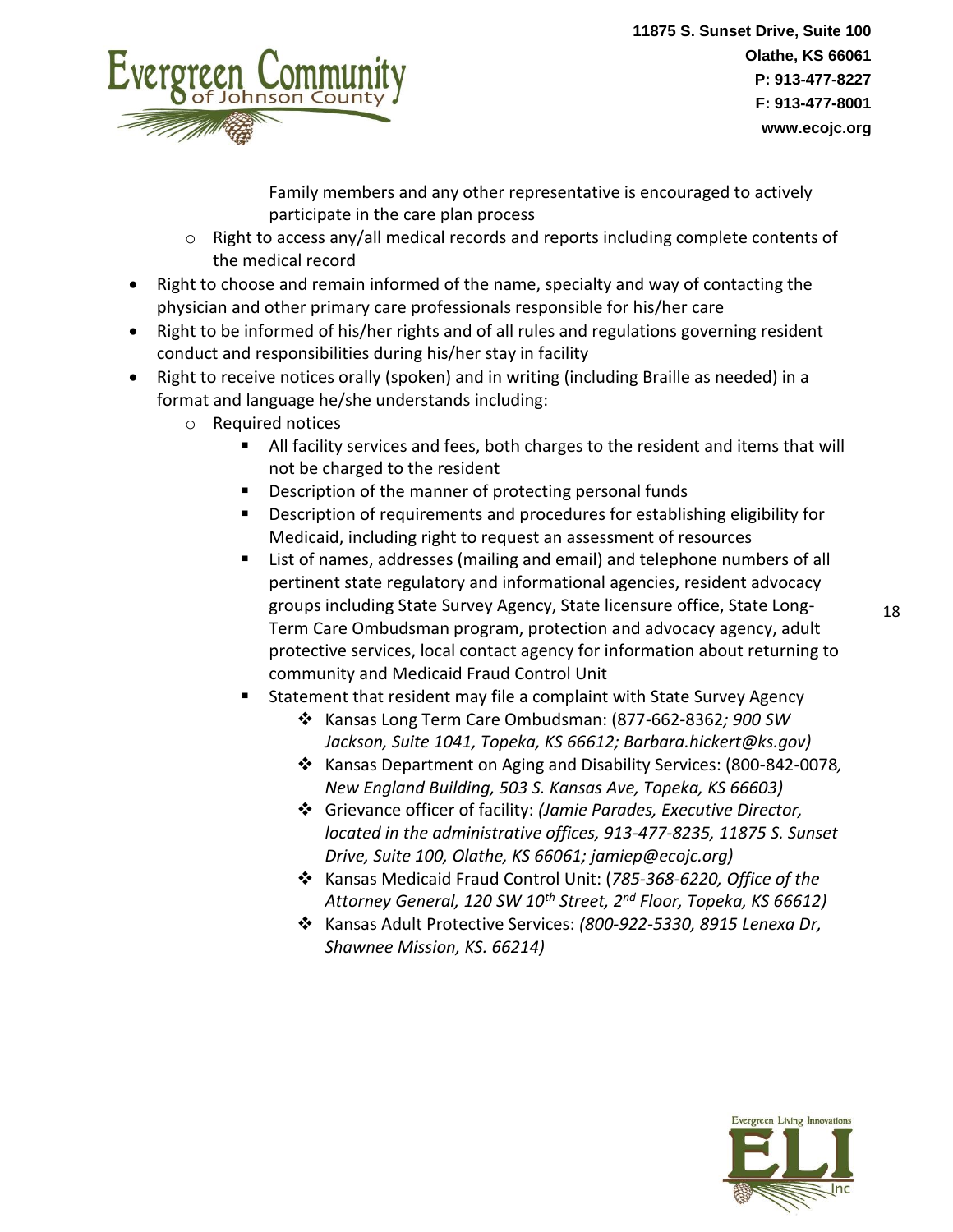Family members and any other representative is encouraged to actively participate in the care plan process

  - Right to access any/all medical records and reports including complete contents of the medical record

- Right to choose and remain informed of the name, specialty and way of contacting the physician and other primary care professionals responsible for his/her care
- Right to be informed of his/her rights and of all rules and regulations governing resident conduct and responsibilities during his/her stay in facility
- Right to receive notices orally (spoken) and in writing (including Braille as needed) in a format and language he/she understands including:
  - Required notices
    - All facility services and fees, both charges to the resident and items that will not be charged to the resident
    - Description of the manner of protecting personal funds
    - Description of requirements and procedures for establishing eligibility for Medicaid, including right to request an assessment of resources
    - List of names, addresses (mailing and email) and telephone numbers of all pertinent state regulatory and informational agencies, resident advocacy groups including State Survey Agency, State licensure office, State Long-Term Care Ombudsman program, protection and advocacy agency, adult protective services, local contact agency for information about returning to community and Medicaid Fraud Control Unit
    - Statement that resident may file a complaint with State Survey Agency
      - Kansas Long Term Care Ombudsman: (877-662-8362*; 900 SW Jackson, Suite 1041, Topeka, KS 66612; Barbara.hickert@ks.gov)*
      - Kansas Department on Aging and Disability Services: (800-842-0078*, New England Building, 503 S. Kansas Ave, Topeka, KS 66603)*
      - Grievance officer of facility: *(Jamie Parades, Executive Director, located in the administrative offices, 913-477-8235, 11875 S. Sunset Drive, Suite 100, Olathe, KS 66061; jamiep@ecojc.org)*
      - Kansas Medicaid Fraud Control Unit: (*785-368-6220, Office of the Attorney General, 120 SW 10th Street, 2nd Floor, Topeka, KS 66612)*
      - Kansas Adult Protective Services: *(800-922-5330, 8915 Lenexa Dr, Shawnee Mission, KS. 66214)*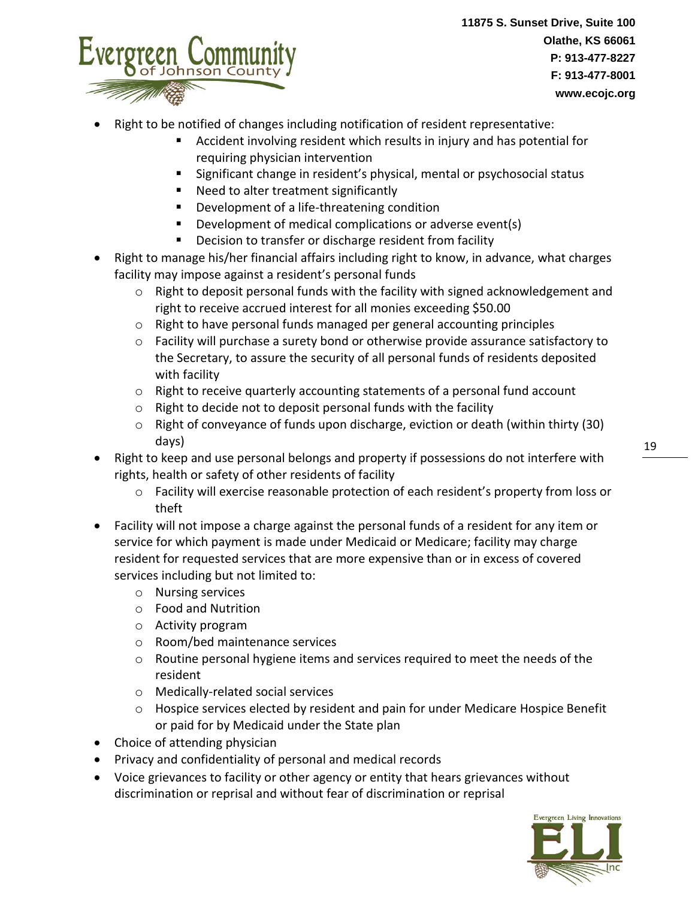- Right to be notified of changes including notification of resident representative:
    - Accident involving resident which results in injury and has potential for requiring physician intervention
    - Significant change in resident's physical, mental or psychosocial status
    - Need to alter treatment significantly
    - Development of a life-threatening condition
    - Development of medical complications or adverse event(s)
    - Decision to transfer or discharge resident from facility
- Right to manage his/her financial affairs including right to know, in advance, what charges facility may impose against a resident's personal funds
    - Right to deposit personal funds with the facility with signed acknowledgement and right to receive accrued interest for all monies exceeding $50.00
    - Right to have personal funds managed per general accounting principles
    - Facility will purchase a surety bond or otherwise provide assurance satisfactory to the Secretary, to assure the security of all personal funds of residents deposited with facility
    - Right to receive quarterly accounting statements of a personal fund account
    - Right to decide not to deposit personal funds with the facility
    - Right of conveyance of funds upon discharge, eviction or death (within thirty (30) days)
- Right to keep and use personal belongs and property if possessions do not interfere with rights, health or safety of other residents of facility
    - Facility will exercise reasonable protection of each resident's property from loss or theft
- Facility will not impose a charge against the personal funds of a resident for any item or service for which payment is made under Medicaid or Medicare; facility may charge resident for requested services that are more expensive than or in excess of covered services including but not limited to:
    - Nursing services
    - Food and Nutrition
    - Activity program
    - Room/bed maintenance services
    - Routine personal hygiene items and services required to meet the needs of the resident
    - Medically-related social services
    - Hospice services elected by resident and pain for under Medicare Hospice Benefit or paid for by Medicaid under the State plan
- Choice of attending physician
- Privacy and confidentiality of personal and medical records
- Voice grievances to facility or other agency or entity that hears grievances without discrimination or reprisal and without fear of discrimination or reprisal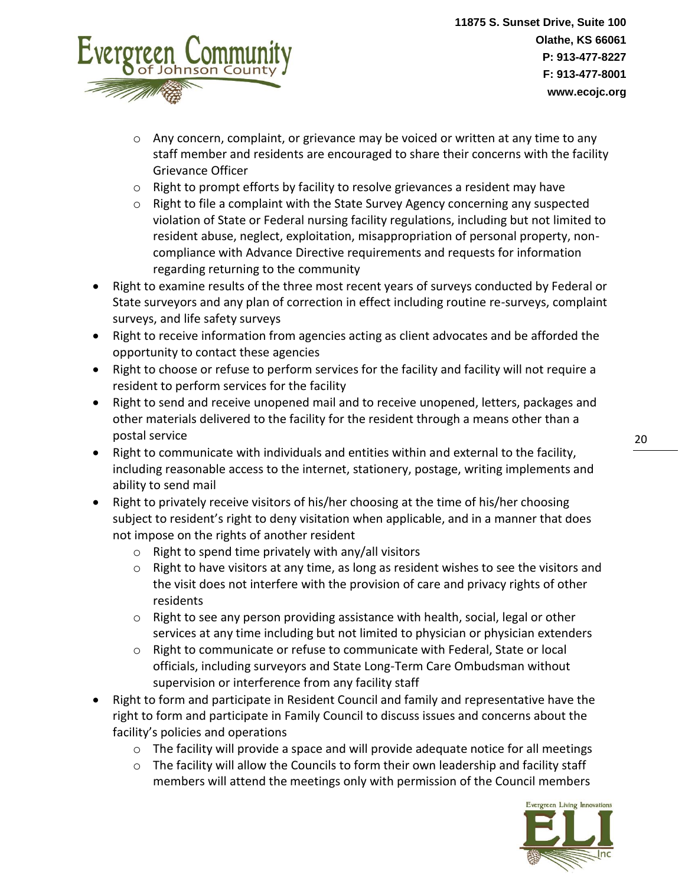- Any concern, complaint, or grievance may be voiced or written at any time to any staff member and residents are encouraged to share their concerns with the facility Grievance Officer
    - Right to prompt efforts by facility to resolve grievances a resident may have
    - Right to file a complaint with the State Survey Agency concerning any suspected violation of State or Federal nursing facility regulations, including but not limited to resident abuse, neglect, exploitation, misappropriation of personal property, non-compliance with Advance Directive requirements and requests for information regarding returning to the community
- Right to examine results of the three most recent years of surveys conducted by Federal or State surveyors and any plan of correction in effect including routine re-surveys, complaint surveys, and life safety surveys
- Right to receive information from agencies acting as client advocates and be afforded the opportunity to contact these agencies
- Right to choose or refuse to perform services for the facility and facility will not require a resident to perform services for the facility
- Right to send and receive unopened mail and to receive unopened, letters, packages and other materials delivered to the facility for the resident through a means other than a postal service
- Right to communicate with individuals and entities within and external to the facility, including reasonable access to the internet, stationery, postage, writing implements and ability to send mail
- Right to privately receive visitors of his/her choosing at the time of his/her choosing subject to resident's right to deny visitation when applicable, and in a manner that does not impose on the rights of another resident
    - Right to spend time privately with any/all visitors
    - Right to have visitors at any time, as long as resident wishes to see the visitors and the visit does not interfere with the provision of care and privacy rights of other residents
    - Right to see any person providing assistance with health, social, legal or other services at any time including but not limited to physician or physician extenders
    - Right to communicate or refuse to communicate with Federal, State or local officials, including surveyors and State Long-Term Care Ombudsman without supervision or interference from any facility staff
- Right to form and participate in Resident Council and family and representative have the right to form and participate in Family Council to discuss issues and concerns about the facility's policies and operations
    - The facility will provide a space and will provide adequate notice for all meetings
    - The facility will allow the Councils to form their own leadership and facility staff members will attend the meetings only with permission of the Council members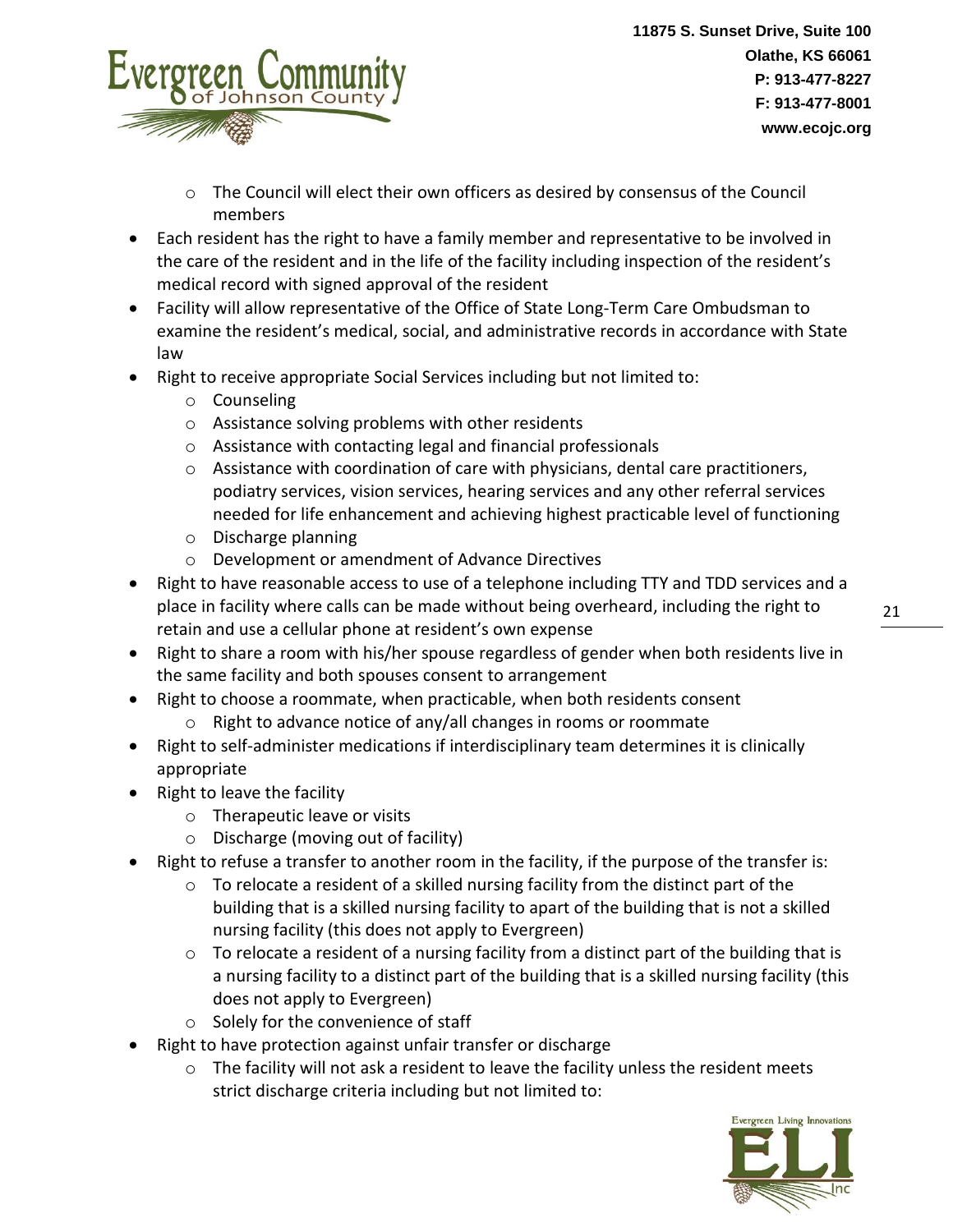- The Council will elect their own officers as desired by consensus of the Council members

- Each resident has the right to have a family member and representative to be involved in the care of the resident and in the life of the facility including inspection of the resident's medical record with signed approval of the resident
- Facility will allow representative of the Office of State Long-Term Care Ombudsman to examine the resident's medical, social, and administrative records in accordance with State law
- Right to receive appropriate Social Services including but not limited to:
    - Counseling
    - Assistance solving problems with other residents
    - Assistance with contacting legal and financial professionals
    - Assistance with coordination of care with physicians, dental care practitioners, podiatry services, vision services, hearing services and any other referral services needed for life enhancement and achieving highest practicable level of functioning
    - Discharge planning
    - Development or amendment of Advance Directives
- Right to have reasonable access to use of a telephone including TTY and TDD services and a place in facility where calls can be made without being overheard, including the right to retain and use a cellular phone at resident's own expense
- Right to share a room with his/her spouse regardless of gender when both residents live in the same facility and both spouses consent to arrangement
- Right to choose a roommate, when practicable, when both residents consent
    - Right to advance notice of any/all changes in rooms or roommate
- Right to self-administer medications if interdisciplinary team determines it is clinically appropriate
- Right to leave the facility
    - Therapeutic leave or visits
    - Discharge (moving out of facility)
- Right to refuse a transfer to another room in the facility, if the purpose of the transfer is:
    - To relocate a resident of a skilled nursing facility from the distinct part of the building that is a skilled nursing facility to apart of the building that is not a skilled nursing facility (this does not apply to Evergreen)
    - To relocate a resident of a nursing facility from a distinct part of the building that is a nursing facility to a distinct part of the building that is a skilled nursing facility (this does not apply to Evergreen)
    - Solely for the convenience of staff
- Right to have protection against unfair transfer or discharge
    - The facility will not ask a resident to leave the facility unless the resident meets strict discharge criteria including but not limited to: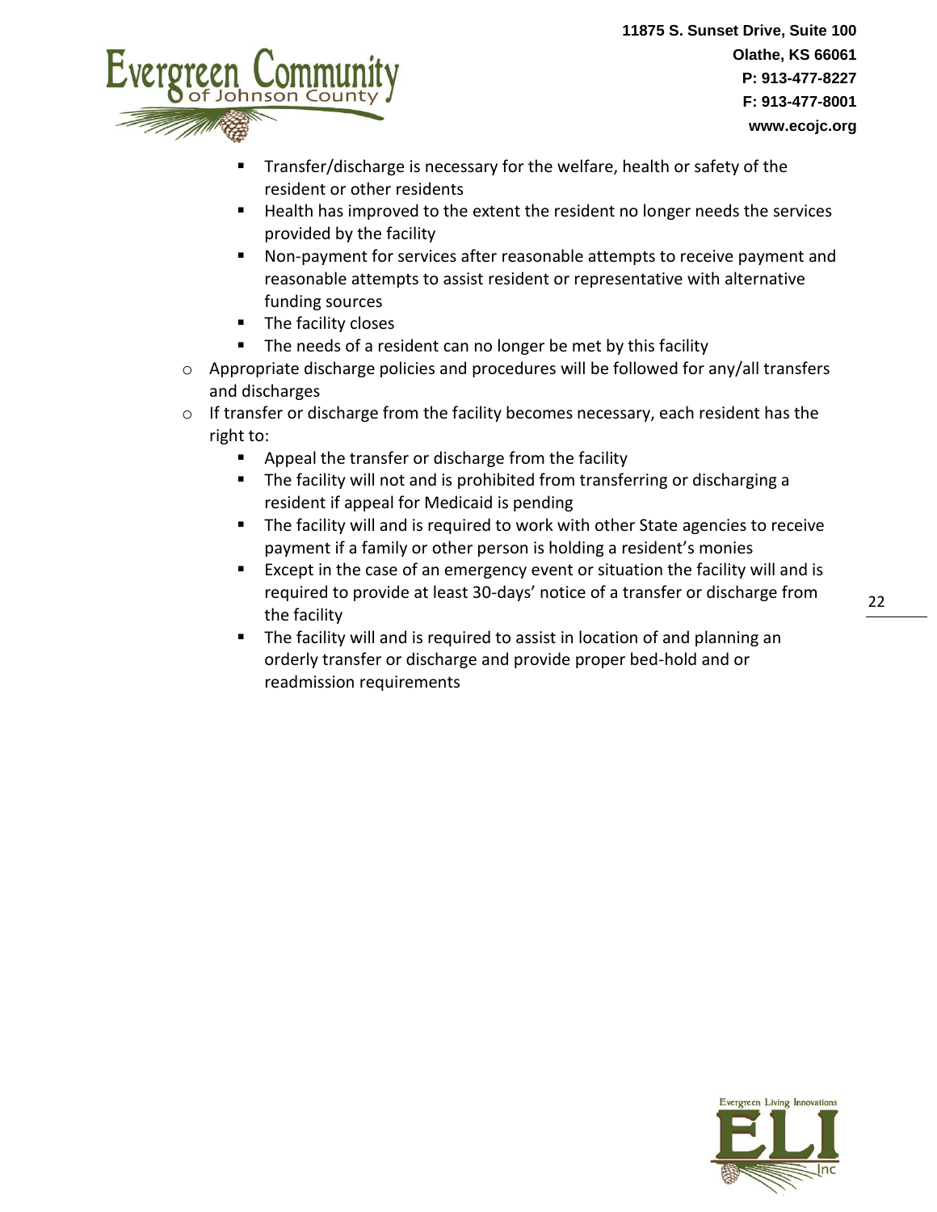- Transfer/discharge is necessary for the welfare, health or safety of the resident or other residents
        - Health has improved to the extent the resident no longer needs the services provided by the facility
        - Non-payment for services after reasonable attempts to receive payment and reasonable attempts to assist resident or representative with alternative funding sources
        - The facility closes
        - The needs of a resident can no longer be met by this facility
    - Appropriate discharge policies and procedures will be followed for any/all transfers and discharges
    - If transfer or discharge from the facility becomes necessary, each resident has the right to:
        - Appeal the transfer or discharge from the facility
        - The facility will not and is prohibited from transferring or discharging a resident if appeal for Medicaid is pending
        - The facility will and is required to work with other State agencies to receive payment if a family or other person is holding a resident's monies
        - Except in the case of an emergency event or situation the facility will and is required to provide at least 30-days' notice of a transfer or discharge from the facility
        - The facility will and is required to assist in location of and planning an orderly transfer or discharge and provide proper bed-hold and or readmission requirements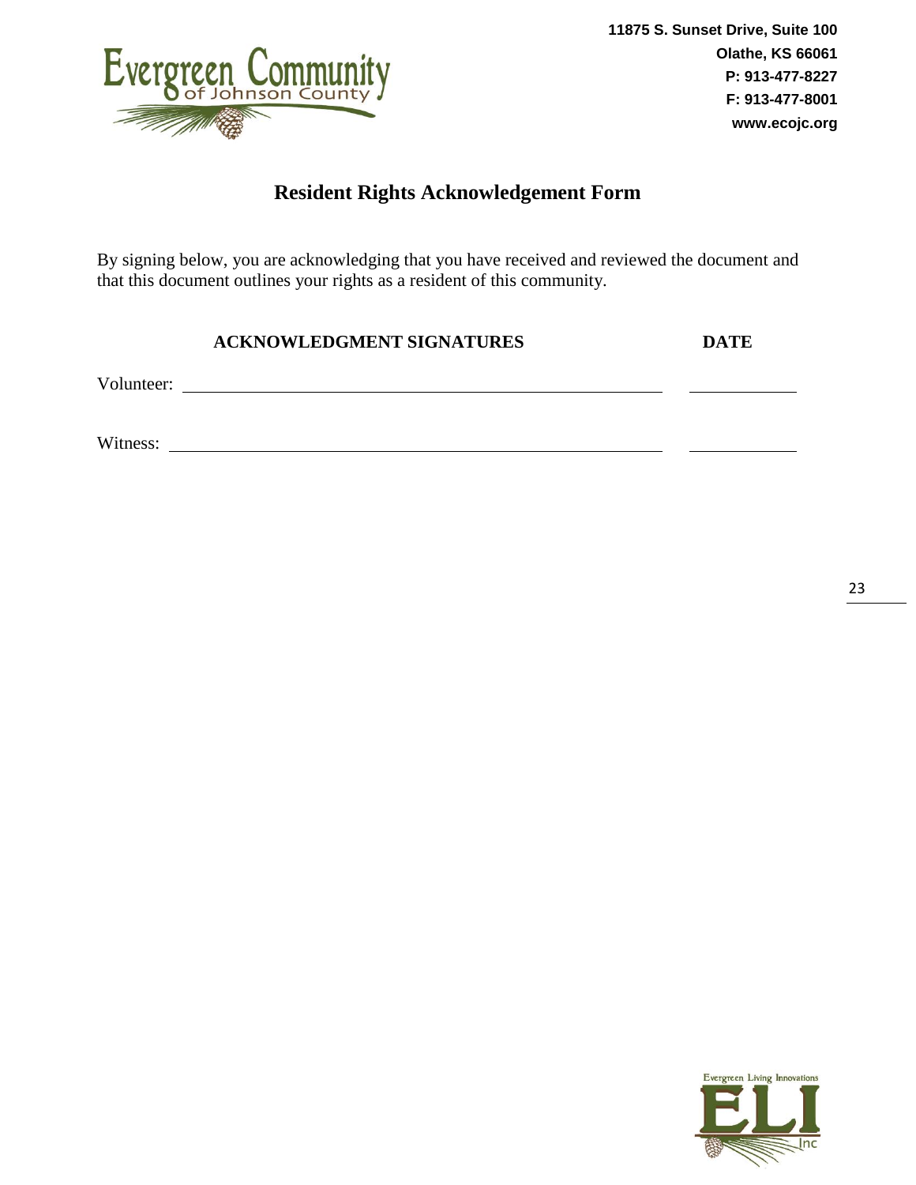11875 S. Sunset Drive, Suite 100
Olathe, KS 66061
P: 913-477-8227
F: 913-477-8001
www.ecojc.org

# Resident Rights Acknowledgement Form

By signing below, you are acknowledging that you have received and reviewed the document and that this document outlines your rights as a resident of this community.

| ACKNOWLEDGMENT SIGNATURES | DATE |
| --- | --- |
| Volunteer: ______________________________ | __________ |
| Witness: ______________________________ | __________ |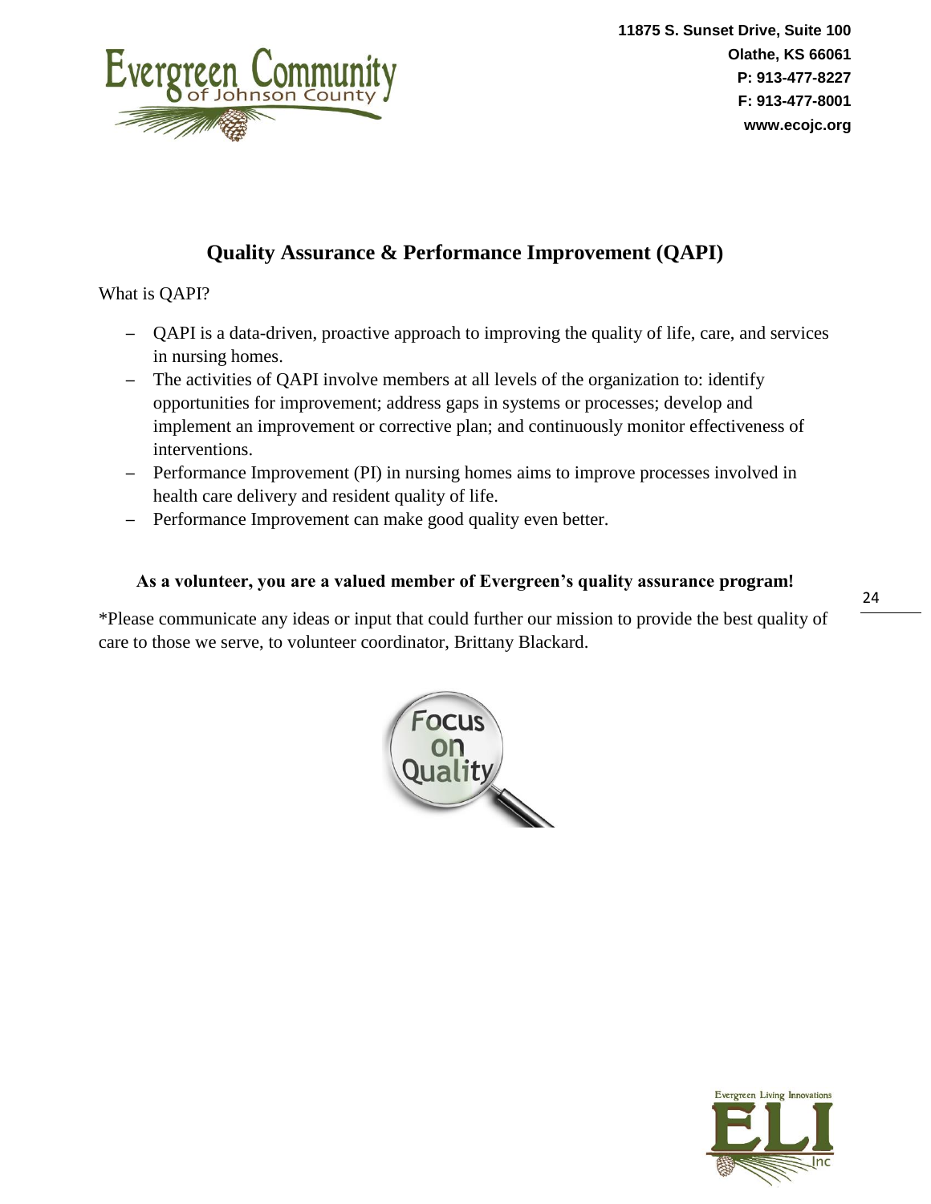# Quality Assurance & Performance Improvement (QAPI)

What is QAPI?

- QAPI is a data-driven, proactive approach to improving the quality of life, care, and services in nursing homes.
- The activities of QAPI involve members at all levels of the organization to: identify opportunities for improvement; address gaps in systems or processes; develop and implement an improvement or corrective plan; and continuously monitor effectiveness of interventions.
- Performance Improvement (PI) in nursing homes aims to improve processes involved in health care delivery and resident quality of life.
- Performance Improvement can make good quality even better.

**As a volunteer, you are a valued member of Evergreen's quality assurance program!**

*Please communicate any ideas or input that could further our mission to provide the best quality of care to those we serve, to volunteer coordinator, Brittany Blackard.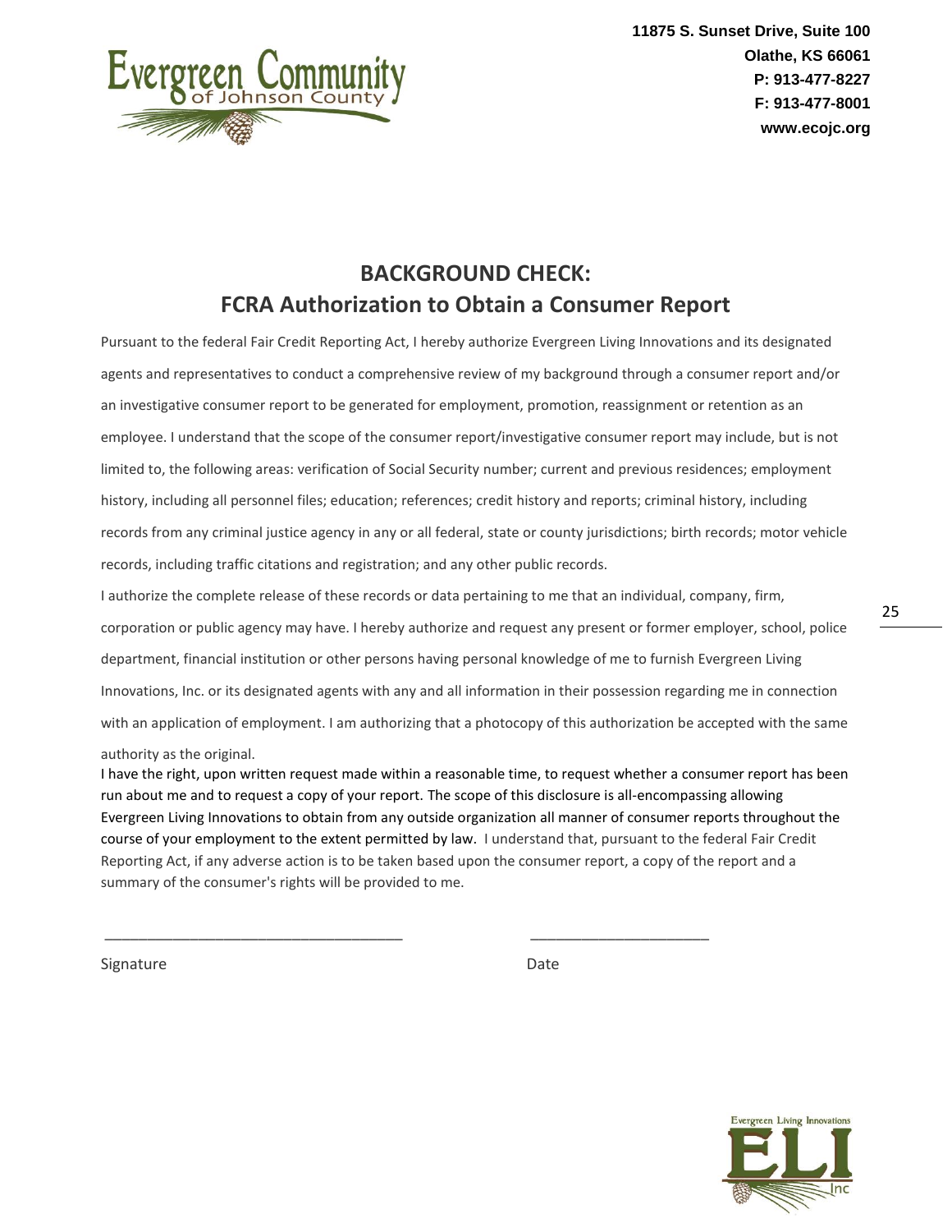11875 S. Sunset Drive, Suite 100
Olathe, KS 66061
P: 913-477-8227
F: 913-477-8001
www.ecojc.org

# BACKGROUND CHECK:
# FCRA Authorization to Obtain a Consumer Report

Pursuant to the federal Fair Credit Reporting Act, I hereby authorize Evergreen Living Innovations and its designated agents and representatives to conduct a comprehensive review of my background through a consumer report and/or an investigative consumer report to be generated for employment, promotion, reassignment or retention as an employee. I understand that the scope of the consumer report/investigative consumer report may include, but is not limited to, the following areas: verification of Social Security number; current and previous residences; employment history, including all personnel files; education; references; credit history and reports; criminal history, including records from any criminal justice agency in any or all federal, state or county jurisdictions; birth records; motor vehicle records, including traffic citations and registration; and any other public records.

I authorize the complete release of these records or data pertaining to me that an individual, company, firm, corporation or public agency may have. I hereby authorize and request any present or former employer, school, police department, financial institution or other persons having personal knowledge of me to furnish Evergreen Living Innovations, Inc. or its designated agents with any and all information in their possession regarding me in connection with an application of employment. I am authorizing that a photocopy of this authorization be accepted with the same authority as the original.

I have the right, upon written request made within a reasonable time, to request whether a consumer report has been run about me and to request a copy of your report. The scope of this disclosure is all-encompassing allowing Evergreen Living Innovations to obtain from any outside organization all manner of consumer reports throughout the course of your employment to the extent permitted by law. I understand that, pursuant to the federal Fair Credit Reporting Act, if any adverse action is to be taken based upon the consumer report, a copy of the report and a summary of the consumer's rights will be provided to me.

\_\_\_\_\_\_\_\_\_\_\_\_\_\_\_\_\_\_\_\_\_\_\_\_\_\_\_\_\_\_\_\_\_\_\_\_ \_\_\_\_\_\_\_\_\_\_\_\_\_\_\_\_\_\_\_\_\_\_

Signature Date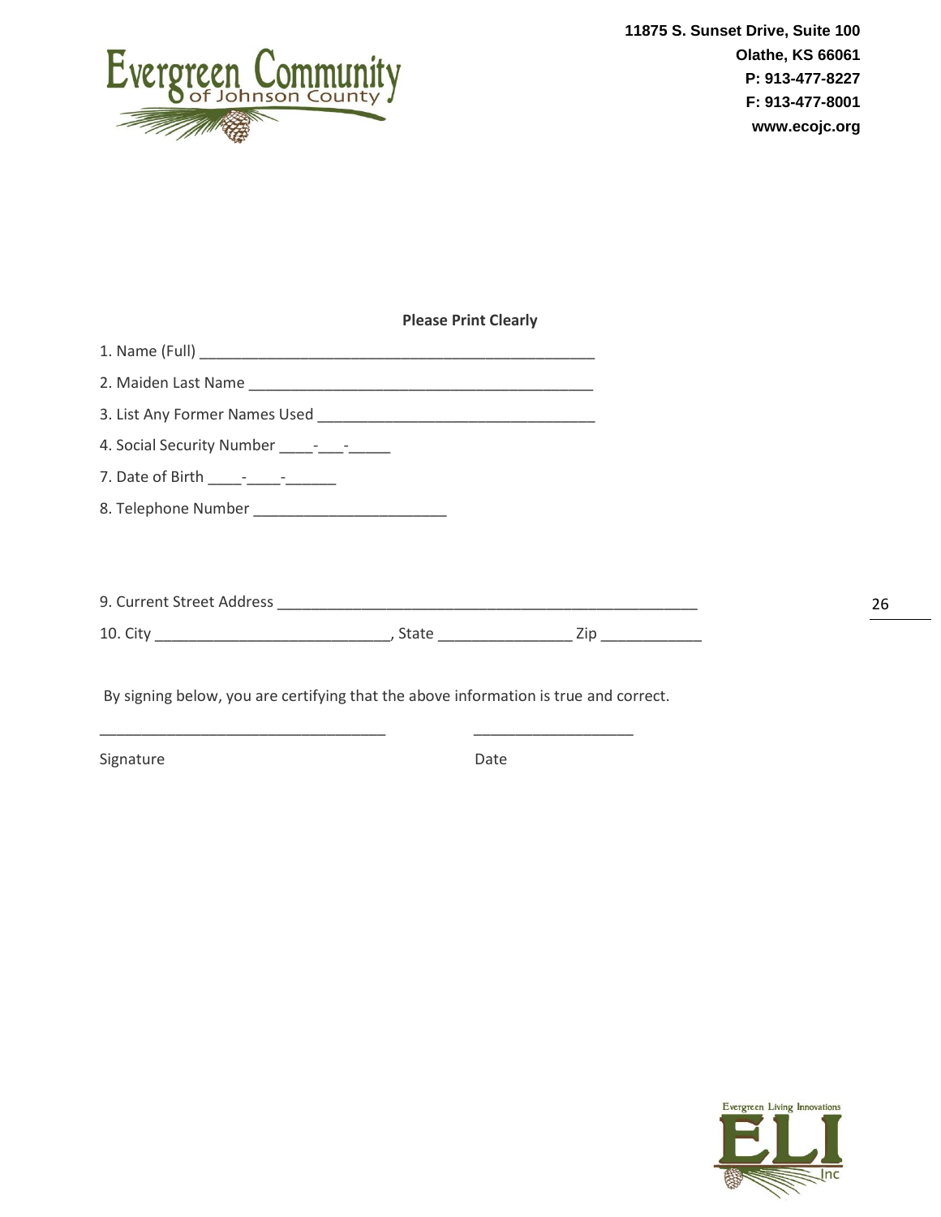11875 S. Sunset Drive, Suite 100
Olathe, KS 66061
P: 913-477-8227
F: 913-477-8001
www.ecojc.org

**Please Print Clearly**

1. Name (Full) ______________________________________________
2. Maiden Last Name ________________________________________
3. List Any Former Names Used ________________________________
4. Social Security Number ____-___-_____
7. Date of Birth ____-____-______
8. Telephone Number ______________________

9. Current Street Address ________________________________________________
10. City ___________________________, State _______________ Zip ___________

By signing below, you are certifying that the above information is true and correct.

_________________________________ ___________________

Signature Date